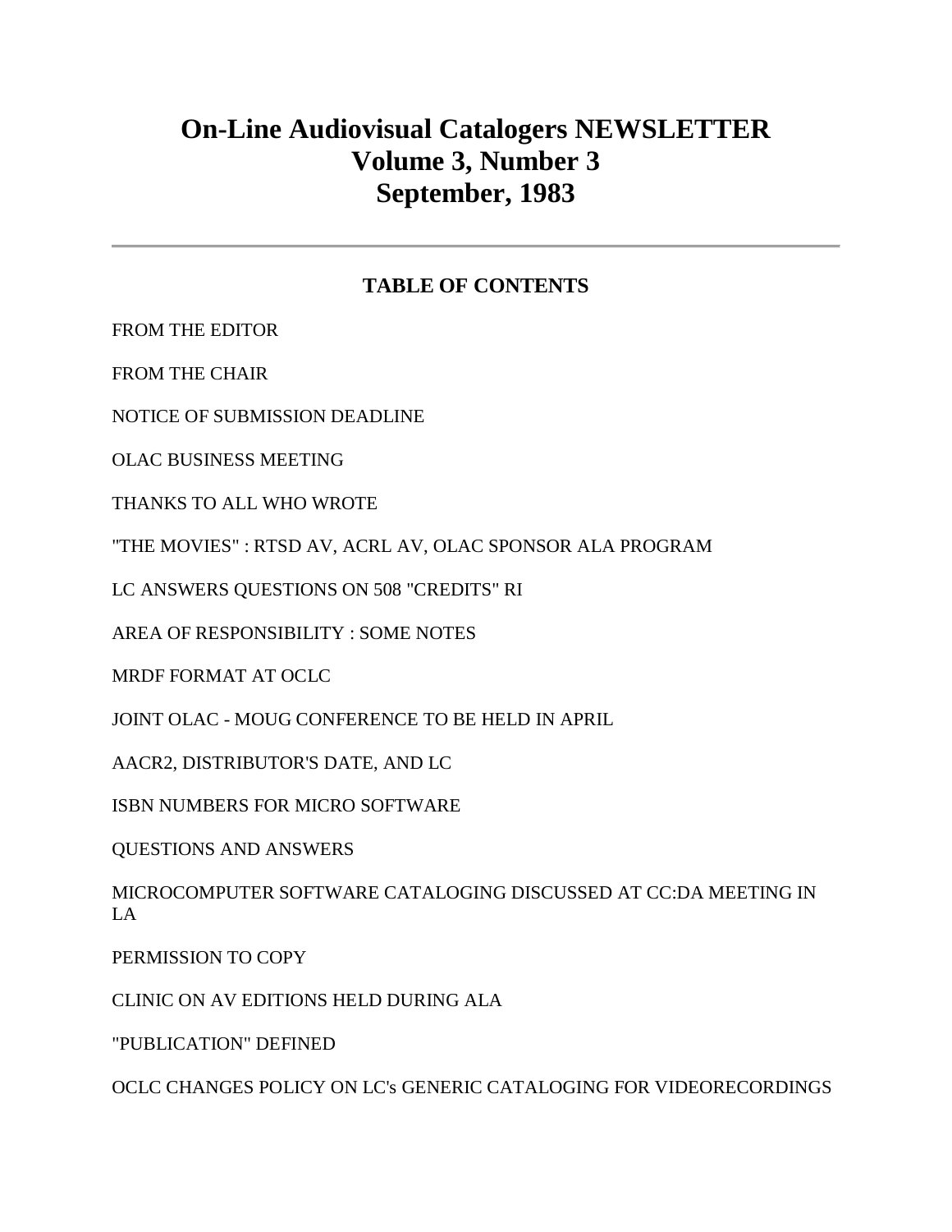# On-Line Audiovisual Catalogers NEWSLETTER
# Volume 3, Number 3
# September, 1983

---

## TABLE OF CONTENTS

FROM THE EDITOR

FROM THE CHAIR

NOTICE OF SUBMISSION DEADLINE

OLAC BUSINESS MEETING

THANKS TO ALL WHO WROTE

"THE MOVIES" : RTSD AV, ACRL AV, OLAC SPONSOR ALA PROGRAM

LC ANSWERS QUESTIONS ON 508 "CREDITS" RI

AREA OF RESPONSIBILITY : SOME NOTES

MRDF FORMAT AT OCLC

JOINT OLAC - MOUG CONFERENCE TO BE HELD IN APRIL

AACR2, DISTRIBUTOR'S DATE, AND LC

ISBN NUMBERS FOR MICRO SOFTWARE

QUESTIONS AND ANSWERS

MICROCOMPUTER SOFTWARE CATALOGING DISCUSSED AT CC:DA MEETING IN LA

PERMISSION TO COPY

CLINIC ON AV EDITIONS HELD DURING ALA

"PUBLICATION" DEFINED

OCLC CHANGES POLICY ON LC's GENERIC CATALOGING FOR VIDEORECORDINGS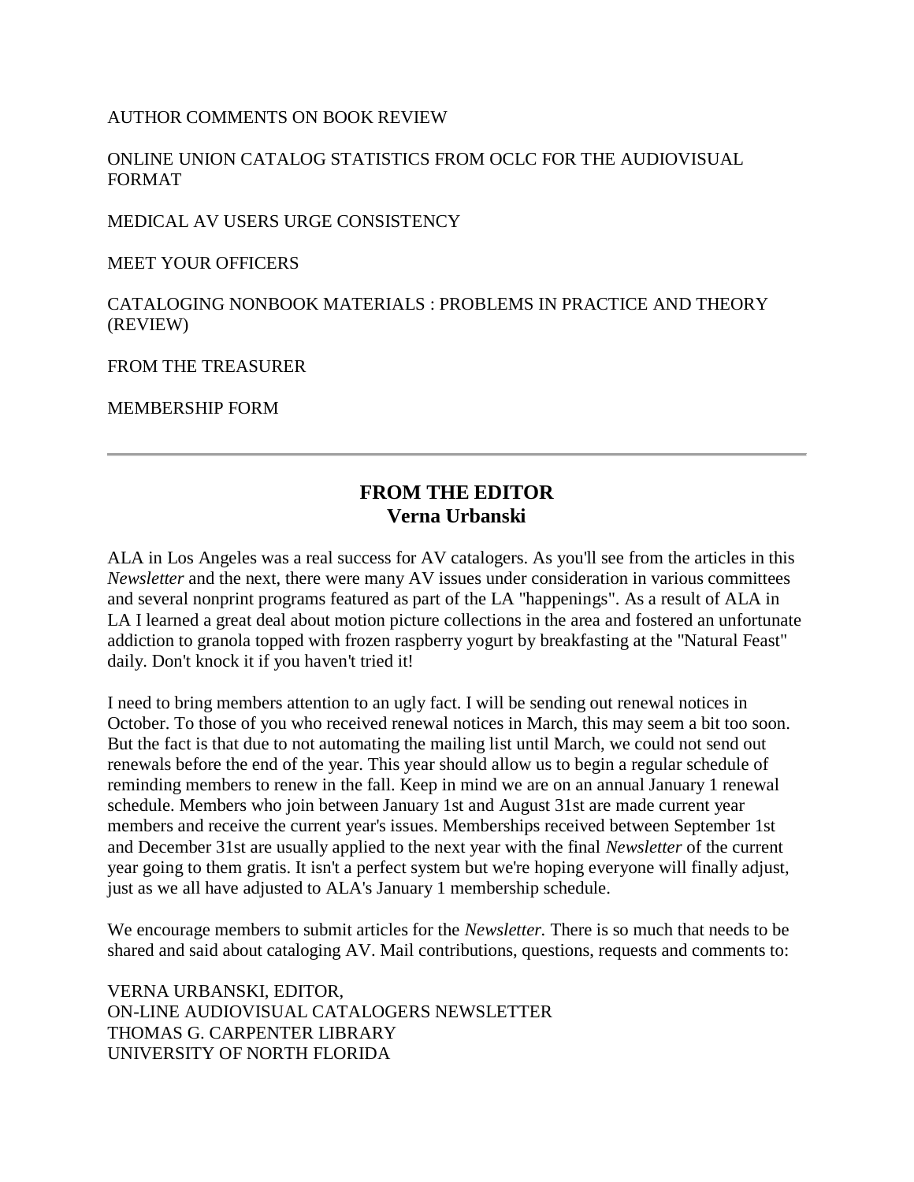AUTHOR COMMENTS ON BOOK REVIEW

ONLINE UNION CATALOG STATISTICS FROM OCLC FOR THE AUDIOVISUAL FORMAT

MEDICAL AV USERS URGE CONSISTENCY

MEET YOUR OFFICERS

CATALOGING NONBOOK MATERIALS : PROBLEMS IN PRACTICE AND THEORY (REVIEW)

FROM THE TREASURER

MEMBERSHIP FORM

---

## FROM THE EDITOR
## Verna Urbanski

ALA in Los Angeles was a real success for AV catalogers. As you'll see from the articles in this *Newsletter* and the next, there were many AV issues under consideration in various committees and several nonprint programs featured as part of the LA "happenings". As a result of ALA in LA I learned a great deal about motion picture collections in the area and fostered an unfortunate addiction to granola topped with frozen raspberry yogurt by breakfasting at the "Natural Feast" daily. Don't knock it if you haven't tried it!

I need to bring members attention to an ugly fact. I will be sending out renewal notices in October. To those of you who received renewal notices in March, this may seem a bit too soon. But the fact is that due to not automating the mailing list until March, we could not send out renewals before the end of the year. This year should allow us to begin a regular schedule of reminding members to renew in the fall. Keep in mind we are on an annual January 1 renewal schedule. Members who join between January 1st and August 31st are made current year members and receive the current year's issues. Memberships received between September 1st and December 31st are usually applied to the next year with the final *Newsletter* of the current year going to them gratis. It isn't a perfect system but we're hoping everyone will finally adjust, just as we all have adjusted to ALA's January 1 membership schedule.

We encourage members to submit articles for the *Newsletter.* There is so much that needs to be shared and said about cataloging AV. Mail contributions, questions, requests and comments to:

VERNA URBANSKI, EDITOR,
ON-LINE AUDIOVISUAL CATALOGERS NEWSLETTER
THOMAS G. CARPENTER LIBRARY
UNIVERSITY OF NORTH FLORIDA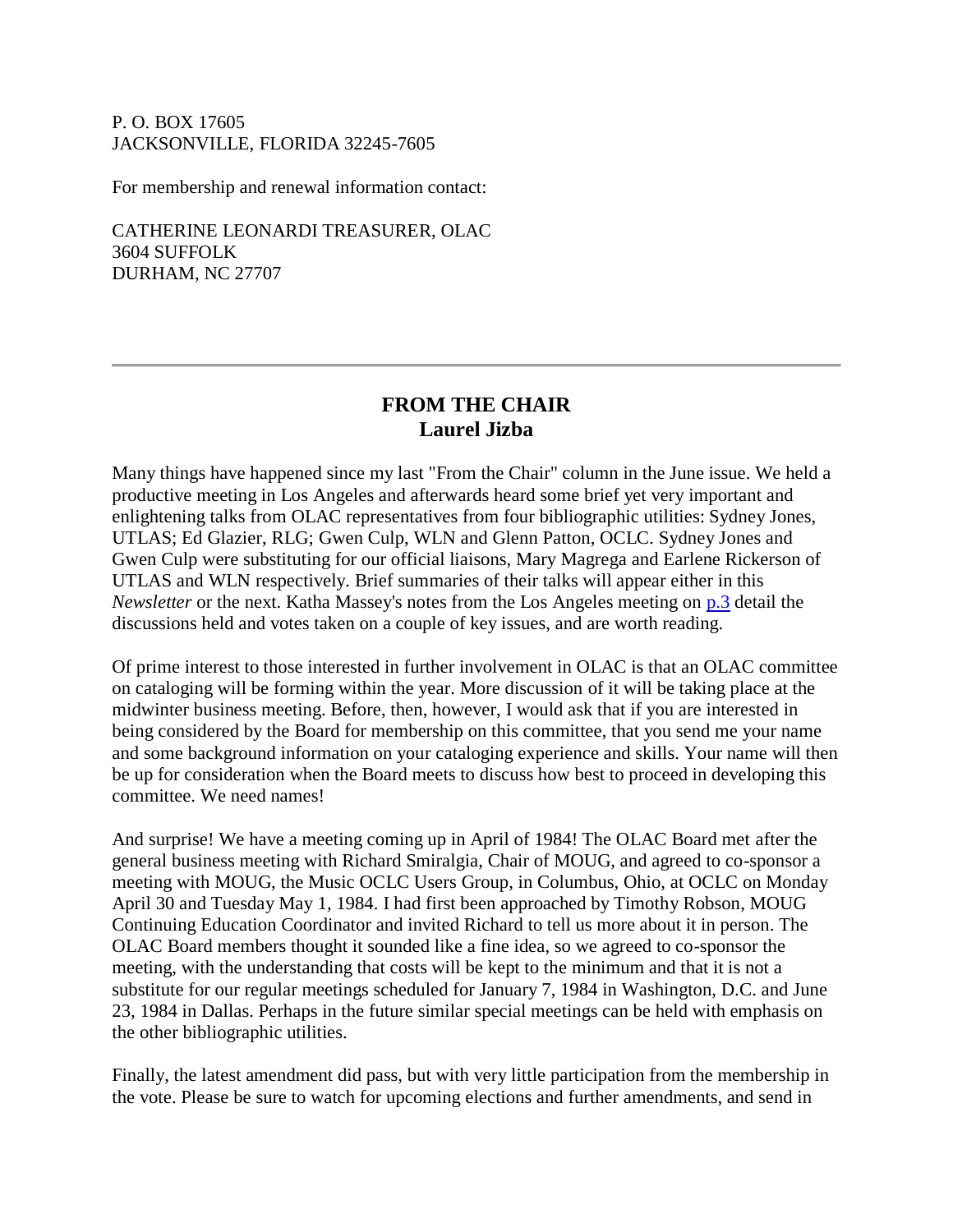P. O. BOX 17605
JACKSONVILLE, FLORIDA 32245-7605

For membership and renewal information contact:

CATHERINE LEONARDI TREASURER, OLAC
3604 SUFFOLK
DURHAM, NC 27707

---

## FROM THE CHAIR
**Laurel Jizba**

Many things have happened since my last "From the Chair" column in the June issue. We held a productive meeting in Los Angeles and afterwards heard some brief yet very important and enlightening talks from OLAC representatives from four bibliographic utilities: Sydney Jones, UTLAS; Ed Glazier, RLG; Gwen Culp, WLN and Glenn Patton, OCLC. Sydney Jones and Gwen Culp were substituting for our official liaisons, Mary Magrega and Earlene Rickerson of UTLAS and WLN respectively. Brief summaries of their talks will appear either in this *Newsletter* or the next. Katha Massey's notes from the Los Angeles meeting on p.3 detail the discussions held and votes taken on a couple of key issues, and are worth reading.

Of prime interest to those interested in further involvement in OLAC is that an OLAC committee on cataloging will be forming within the year. More discussion of it will be taking place at the midwinter business meeting. Before, then, however, I would ask that if you are interested in being considered by the Board for membership on this committee, that you send me your name and some background information on your cataloging experience and skills. Your name will then be up for consideration when the Board meets to discuss how best to proceed in developing this committee. We need names!

And surprise! We have a meeting coming up in April of 1984! The OLAC Board met after the general business meeting with Richard Smiralgia, Chair of MOUG, and agreed to co-sponsor a meeting with MOUG, the Music OCLC Users Group, in Columbus, Ohio, at OCLC on Monday April 30 and Tuesday May 1, 1984. I had first been approached by Timothy Robson, MOUG Continuing Education Coordinator and invited Richard to tell us more about it in person. The OLAC Board members thought it sounded like a fine idea, so we agreed to co-sponsor the meeting, with the understanding that costs will be kept to the minimum and that it is not a substitute for our regular meetings scheduled for January 7, 1984 in Washington, D.C. and June 23, 1984 in Dallas. Perhaps in the future similar special meetings can be held with emphasis on the other bibliographic utilities.

Finally, the latest amendment did pass, but with very little participation from the membership in the vote. Please be sure to watch for upcoming elections and further amendments, and send in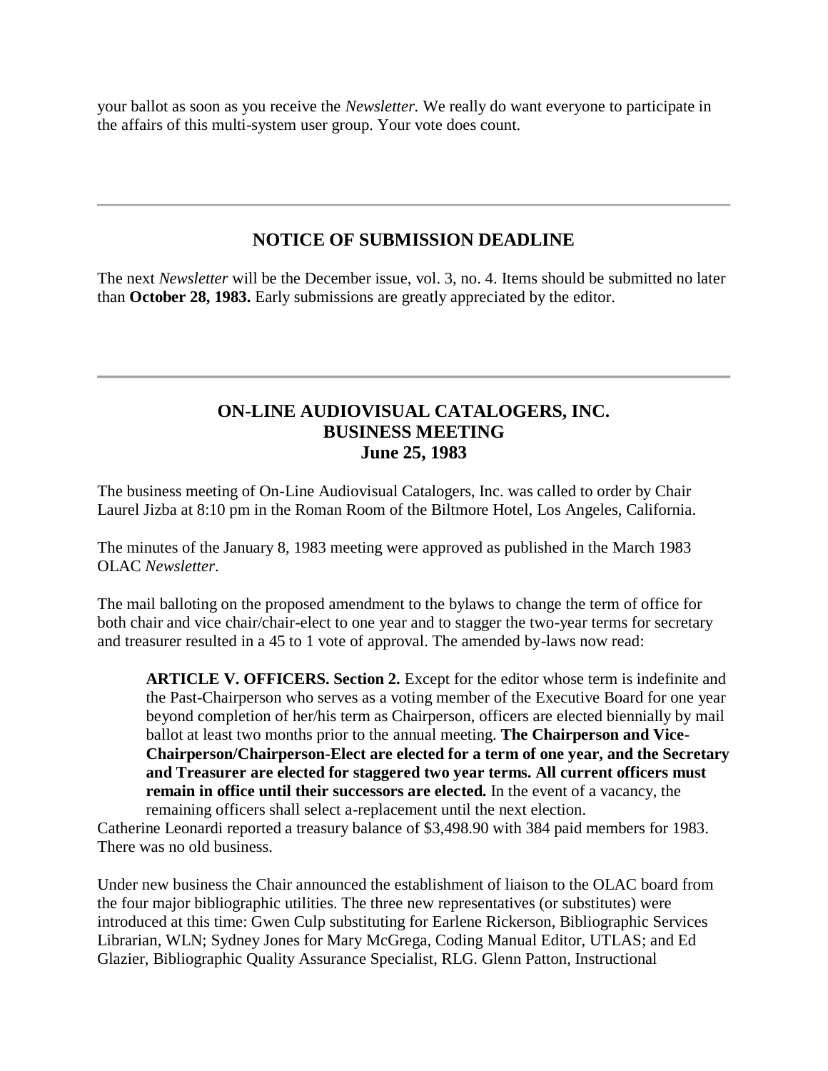your ballot as soon as you receive the *Newsletter.* We really do want everyone to participate in the affairs of this multi-system user group. Your vote does count.

---

## NOTICE OF SUBMISSION DEADLINE

The next *Newsletter* will be the December issue, vol. 3, no. 4. Items should be submitted no later than **October 28, 1983.** Early submissions are greatly appreciated by the editor.

---

## ON-LINE AUDIOVISUAL CATALOGERS, INC.
## BUSINESS MEETING
## June 25, 1983

The business meeting of On-Line Audiovisual Catalogers, Inc. was called to order by Chair Laurel Jizba at 8:10 pm in the Roman Room of the Biltmore Hotel, Los Angeles, California.

The minutes of the January 8, 1983 meeting were approved as published in the March 1983 OLAC *Newsletter*.

The mail balloting on the proposed amendment to the bylaws to change the term of office for both chair and vice chair/chair-elect to one year and to stagger the two-year terms for secretary and treasurer resulted in a 45 to 1 vote of approval. The amended by-laws now read:

> **ARTICLE V. OFFICERS. Section 2.** Except for the editor whose term is indefinite and the Past-Chairperson who serves as a voting member of the Executive Board for one year beyond completion of her/his term as Chairperson, officers are elected biennially by mail ballot at least two months prior to the annual meeting. **The Chairperson and Vice-Chairperson/Chairperson-Elect are elected for a term of one year, and the Secretary and Treasurer are elected for staggered two year terms. All current officers must remain in office until their successors are elected.** In the event of a vacancy, the remaining officers shall select a-replacement until the next election.

Catherine Leonardi reported a treasury balance of $3,498.90 with 384 paid members for 1983. There was no old business.

Under new business the Chair announced the establishment of liaison to the OLAC board from the four major bibliographic utilities. The three new representatives (or substitutes) were introduced at this time: Gwen Culp substituting for Earlene Rickerson, Bibliographic Services Librarian, WLN; Sydney Jones for Mary McGrega, Coding Manual Editor, UTLAS; and Ed Glazier, Bibliographic Quality Assurance Specialist, RLG. Glenn Patton, Instructional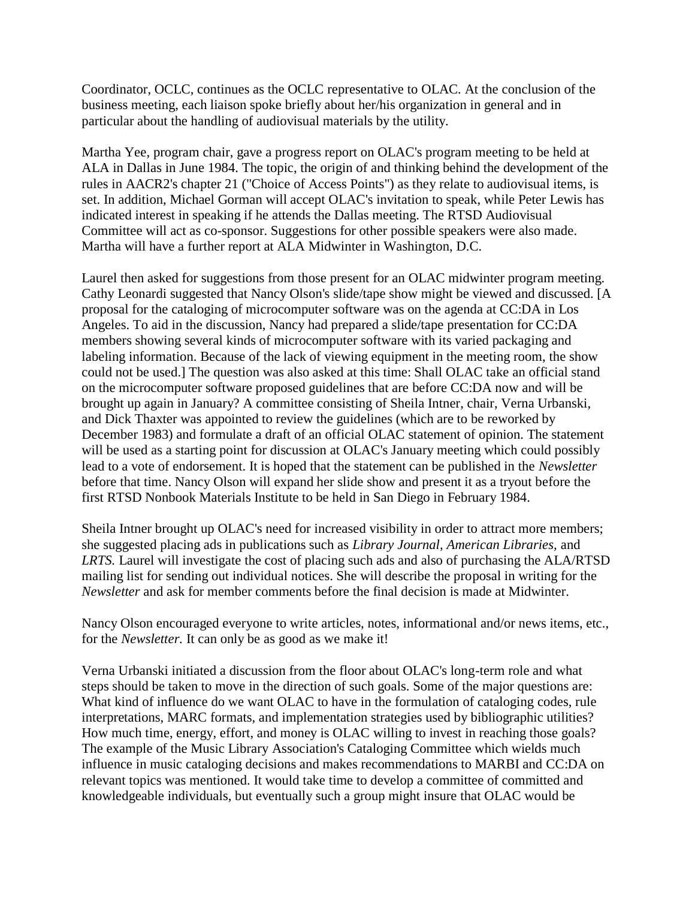Coordinator, OCLC, continues as the OCLC representative to OLAC. At the conclusion of the business meeting, each liaison spoke briefly about her/his organization in general and in particular about the handling of audiovisual materials by the utility.

Martha Yee, program chair, gave a progress report on OLAC's program meeting to be held at ALA in Dallas in June 1984. The topic, the origin of and thinking behind the development of the rules in AACR2's chapter 21 ("Choice of Access Points") as they relate to audiovisual items, is set. In addition, Michael Gorman will accept OLAC's invitation to speak, while Peter Lewis has indicated interest in speaking if he attends the Dallas meeting. The RTSD Audiovisual Committee will act as co-sponsor. Suggestions for other possible speakers were also made. Martha will have a further report at ALA Midwinter in Washington, D.C.

Laurel then asked for suggestions from those present for an OLAC midwinter program meeting. Cathy Leonardi suggested that Nancy Olson's slide/tape show might be viewed and discussed. [A proposal for the cataloging of microcomputer software was on the agenda at CC:DA in Los Angeles. To aid in the discussion, Nancy had prepared a slide/tape presentation for CC:DA members showing several kinds of microcomputer software with its varied packaging and labeling information. Because of the lack of viewing equipment in the meeting room, the show could not be used.] The question was also asked at this time: Shall OLAC take an official stand on the microcomputer software proposed guidelines that are before CC:DA now and will be brought up again in January? A committee consisting of Sheila Intner, chair, Verna Urbanski, and Dick Thaxter was appointed to review the guidelines (which are to be reworked by December 1983) and formulate a draft of an official OLAC statement of opinion. The statement will be used as a starting point for discussion at OLAC's January meeting which could possibly lead to a vote of endorsement. It is hoped that the statement can be published in the *Newsletter* before that time. Nancy Olson will expand her slide show and present it as a tryout before the first RTSD Nonbook Materials Institute to be held in San Diego in February 1984.

Sheila Intner brought up OLAC's need for increased visibility in order to attract more members; she suggested placing ads in publications such as *Library Journal, American Libraries,* and *LRTS.* Laurel will investigate the cost of placing such ads and also of purchasing the ALA/RTSD mailing list for sending out individual notices. She will describe the proposal in writing for the *Newsletter* and ask for member comments before the final decision is made at Midwinter.

Nancy Olson encouraged everyone to write articles, notes, informational and/or news items, etc., for the *Newsletter.* It can only be as good as we make it!

Verna Urbanski initiated a discussion from the floor about OLAC's long-term role and what steps should be taken to move in the direction of such goals. Some of the major questions are: What kind of influence do we want OLAC to have in the formulation of cataloging codes, rule interpretations, MARC formats, and implementation strategies used by bibliographic utilities? How much time, energy, effort, and money is OLAC willing to invest in reaching those goals? The example of the Music Library Association's Cataloging Committee which wields much influence in music cataloging decisions and makes recommendations to MARBI and CC:DA on relevant topics was mentioned. It would take time to develop a committee of committed and knowledgeable individuals, but eventually such a group might insure that OLAC would be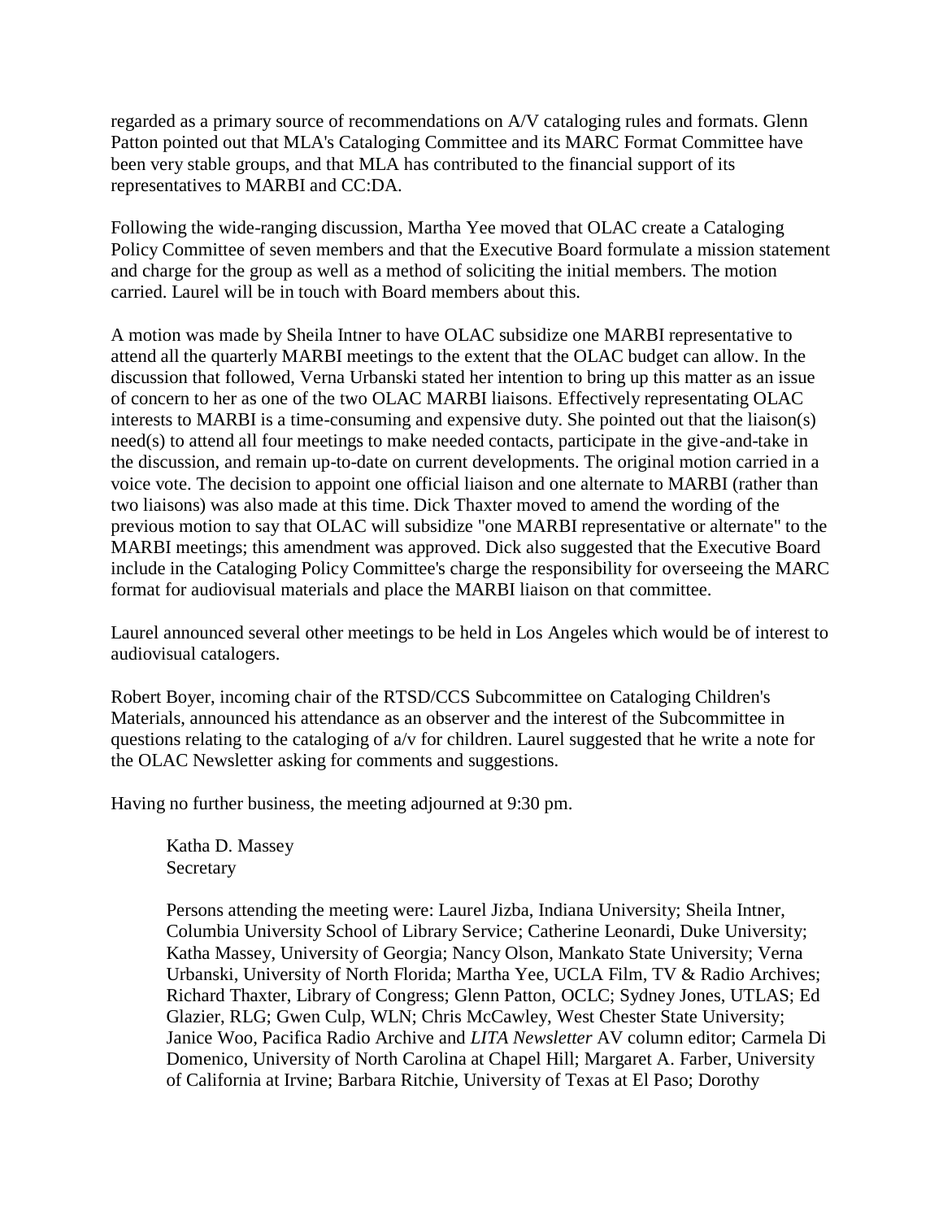regarded as a primary source of recommendations on A/V cataloging rules and formats. Glenn Patton pointed out that MLA's Cataloging Committee and its MARC Format Committee have been very stable groups, and that MLA has contributed to the financial support of its representatives to MARBI and CC:DA.

Following the wide-ranging discussion, Martha Yee moved that OLAC create a Cataloging Policy Committee of seven members and that the Executive Board formulate a mission statement and charge for the group as well as a method of soliciting the initial members. The motion carried. Laurel will be in touch with Board members about this.

A motion was made by Sheila Intner to have OLAC subsidize one MARBI representative to attend all the quarterly MARBI meetings to the extent that the OLAC budget can allow. In the discussion that followed, Verna Urbanski stated her intention to bring up this matter as an issue of concern to her as one of the two OLAC MARBI liaisons. Effectively representating OLAC interests to MARBI is a time-consuming and expensive duty. She pointed out that the liaison(s) need(s) to attend all four meetings to make needed contacts, participate in the give-and-take in the discussion, and remain up-to-date on current developments. The original motion carried in a voice vote. The decision to appoint one official liaison and one alternate to MARBI (rather than two liaisons) was also made at this time. Dick Thaxter moved to amend the wording of the previous motion to say that OLAC will subsidize "one MARBI representative or alternate" to the MARBI meetings; this amendment was approved. Dick also suggested that the Executive Board include in the Cataloging Policy Committee's charge the responsibility for overseeing the MARC format for audiovisual materials and place the MARBI liaison on that committee.

Laurel announced several other meetings to be held in Los Angeles which would be of interest to audiovisual catalogers.

Robert Boyer, incoming chair of the RTSD/CCS Subcommittee on Cataloging Children's Materials, announced his attendance as an observer and the interest of the Subcommittee in questions relating to the cataloging of a/v for children. Laurel suggested that he write a note for the OLAC Newsletter asking for comments and suggestions.

Having no further business, the meeting adjourned at 9:30 pm.

> Katha D. Massey
> Secretary
>
> Persons attending the meeting were: Laurel Jizba, Indiana University; Sheila Intner, Columbia University School of Library Service; Catherine Leonardi, Duke University; Katha Massey, University of Georgia; Nancy Olson, Mankato State University; Verna Urbanski, University of North Florida; Martha Yee, UCLA Film, TV & Radio Archives; Richard Thaxter, Library of Congress; Glenn Patton, OCLC; Sydney Jones, UTLAS; Ed Glazier, RLG; Gwen Culp, WLN; Chris McCawley, West Chester State University; Janice Woo, Pacifica Radio Archive and *LITA Newsletter* AV column editor; Carmela Di Domenico, University of North Carolina at Chapel Hill; Margaret A. Farber, University of California at Irvine; Barbara Ritchie, University of Texas at El Paso; Dorothy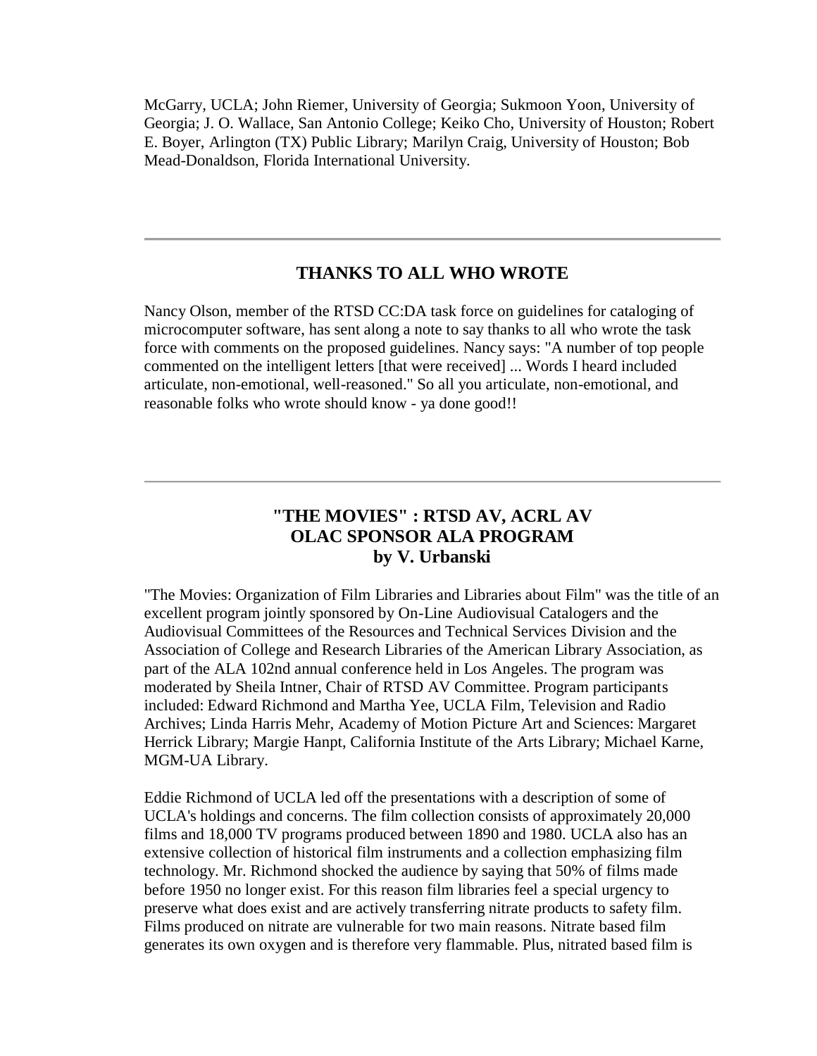McGarry, UCLA; John Riemer, University of Georgia; Sukmoon Yoon, University of Georgia; J. O. Wallace, San Antonio College; Keiko Cho, University of Houston; Robert E. Boyer, Arlington (TX) Public Library; Marilyn Craig, University of Houston; Bob Mead-Donaldson, Florida International University.

---

## THANKS TO ALL WHO WROTE

Nancy Olson, member of the RTSD CC:DA task force on guidelines for cataloging of microcomputer software, has sent along a note to say thanks to all who wrote the task force with comments on the proposed guidelines. Nancy says: "A number of top people commented on the intelligent letters [that were received] ... Words I heard included articulate, non-emotional, well-reasoned." So all you articulate, non-emotional, and reasonable folks who wrote should know - ya done good!!

---

## "THE MOVIES" : RTSD AV, ACRL AV OLAC SPONSOR ALA PROGRAM

**by V. Urbanski**

"The Movies: Organization of Film Libraries and Libraries about Film" was the title of an excellent program jointly sponsored by On-Line Audiovisual Catalogers and the Audiovisual Committees of the Resources and Technical Services Division and the Association of College and Research Libraries of the American Library Association, as part of the ALA 102nd annual conference held in Los Angeles. The program was moderated by Sheila Intner, Chair of RTSD AV Committee. Program participants included: Edward Richmond and Martha Yee, UCLA Film, Television and Radio Archives; Linda Harris Mehr, Academy of Motion Picture Art and Sciences: Margaret Herrick Library; Margie Hanpt, California Institute of the Arts Library; Michael Karne, MGM-UA Library.

Eddie Richmond of UCLA led off the presentations with a description of some of UCLA's holdings and concerns. The film collection consists of approximately 20,000 films and 18,000 TV programs produced between 1890 and 1980. UCLA also has an extensive collection of historical film instruments and a collection emphasizing film technology. Mr. Richmond shocked the audience by saying that 50% of films made before 1950 no longer exist. For this reason film libraries feel a special urgency to preserve what does exist and are actively transferring nitrate products to safety film. Films produced on nitrate are vulnerable for two main reasons. Nitrate based film generates its own oxygen and is therefore very flammable. Plus, nitrated based film is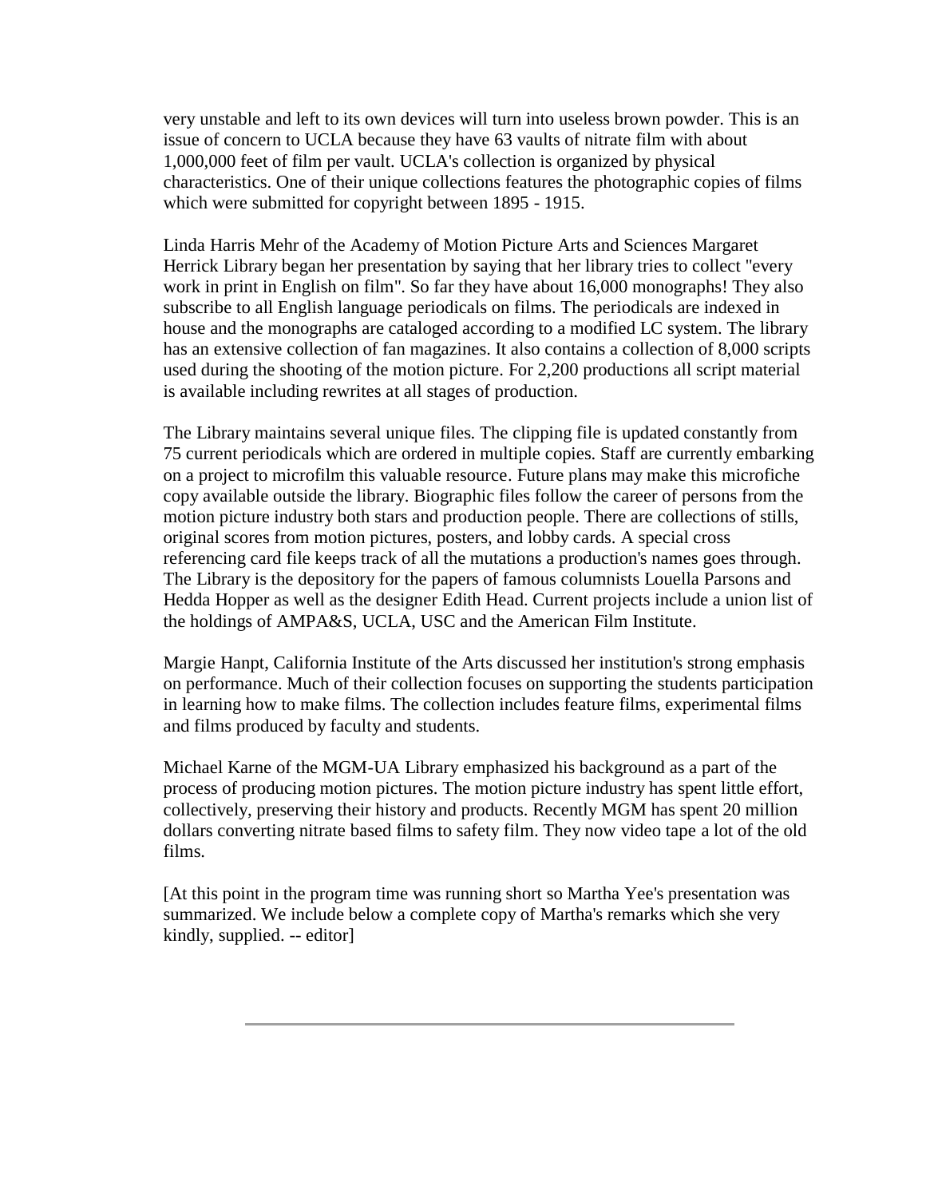very unstable and left to its own devices will turn into useless brown powder. This is an issue of concern to UCLA because they have 63 vaults of nitrate film with about 1,000,000 feet of film per vault. UCLA's collection is organized by physical characteristics. One of their unique collections features the photographic copies of films which were submitted for copyright between 1895 - 1915.

Linda Harris Mehr of the Academy of Motion Picture Arts and Sciences Margaret Herrick Library began her presentation by saying that her library tries to collect "every work in print in English on film". So far they have about 16,000 monographs! They also subscribe to all English language periodicals on films. The periodicals are indexed in house and the monographs are cataloged according to a modified LC system. The library has an extensive collection of fan magazines. It also contains a collection of 8,000 scripts used during the shooting of the motion picture. For 2,200 productions all script material is available including rewrites at all stages of production.

The Library maintains several unique files. The clipping file is updated constantly from 75 current periodicals which are ordered in multiple copies. Staff are currently embarking on a project to microfilm this valuable resource. Future plans may make this microfiche copy available outside the library. Biographic files follow the career of persons from the motion picture industry both stars and production people. There are collections of stills, original scores from motion pictures, posters, and lobby cards. A special cross referencing card file keeps track of all the mutations a production's names goes through. The Library is the depository for the papers of famous columnists Louella Parsons and Hedda Hopper as well as the designer Edith Head. Current projects include a union list of the holdings of AMPA&S, UCLA, USC and the American Film Institute.

Margie Hanpt, California Institute of the Arts discussed her institution's strong emphasis on performance. Much of their collection focuses on supporting the students participation in learning how to make films. The collection includes feature films, experimental films and films produced by faculty and students.

Michael Karne of the MGM-UA Library emphasized his background as a part of the process of producing motion pictures. The motion picture industry has spent little effort, collectively, preserving their history and products. Recently MGM has spent 20 million dollars converting nitrate based films to safety film. They now video tape a lot of the old films.

[At this point in the program time was running short so Martha Yee's presentation was summarized. We include below a complete copy of Martha's remarks which she very kindly, supplied. -- editor]

---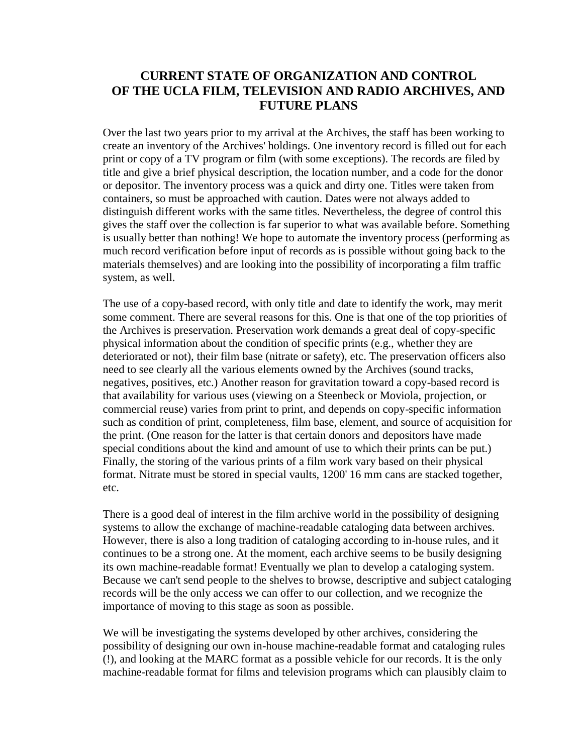# CURRENT STATE OF ORGANIZATION AND CONTROL OF THE UCLA FILM, TELEVISION AND RADIO ARCHIVES, AND FUTURE PLANS

Over the last two years prior to my arrival at the Archives, the staff has been working to create an inventory of the Archives' holdings. One inventory record is filled out for each print or copy of a TV program or film (with some exceptions). The records are filed by title and give a brief physical description, the location number, and a code for the donor or depositor. The inventory process was a quick and dirty one. Titles were taken from containers, so must be approached with caution. Dates were not always added to distinguish different works with the same titles. Nevertheless, the degree of control this gives the staff over the collection is far superior to what was available before. Something is usually better than nothing! We hope to automate the inventory process (performing as much record verification before input of records as is possible without going back to the materials themselves) and are looking into the possibility of incorporating a film traffic system, as well.

The use of a copy-based record, with only title and date to identify the work, may merit some comment. There are several reasons for this. One is that one of the top priorities of the Archives is preservation. Preservation work demands a great deal of copy-specific physical information about the condition of specific prints (e.g., whether they are deteriorated or not), their film base (nitrate or safety), etc. The preservation officers also need to see clearly all the various elements owned by the Archives (sound tracks, negatives, positives, etc.) Another reason for gravitation toward a copy-based record is that availability for various uses (viewing on a Steenbeck or Moviola, projection, or commercial reuse) varies from print to print, and depends on copy-specific information such as condition of print, completeness, film base, element, and source of acquisition for the print. (One reason for the latter is that certain donors and depositors have made special conditions about the kind and amount of use to which their prints can be put.) Finally, the storing of the various prints of a film work vary based on their physical format. Nitrate must be stored in special vaults, 1200' 16 mm cans are stacked together, etc.

There is a good deal of interest in the film archive world in the possibility of designing systems to allow the exchange of machine-readable cataloging data between archives. However, there is also a long tradition of cataloging according to in-house rules, and it continues to be a strong one. At the moment, each archive seems to be busily designing its own machine-readable format! Eventually we plan to develop a cataloging system. Because we can't send people to the shelves to browse, descriptive and subject cataloging records will be the only access we can offer to our collection, and we recognize the importance of moving to this stage as soon as possible.

We will be investigating the systems developed by other archives, considering the possibility of designing our own in-house machine-readable format and cataloging rules (!), and looking at the MARC format as a possible vehicle for our records. It is the only machine-readable format for films and television programs which can plausibly claim to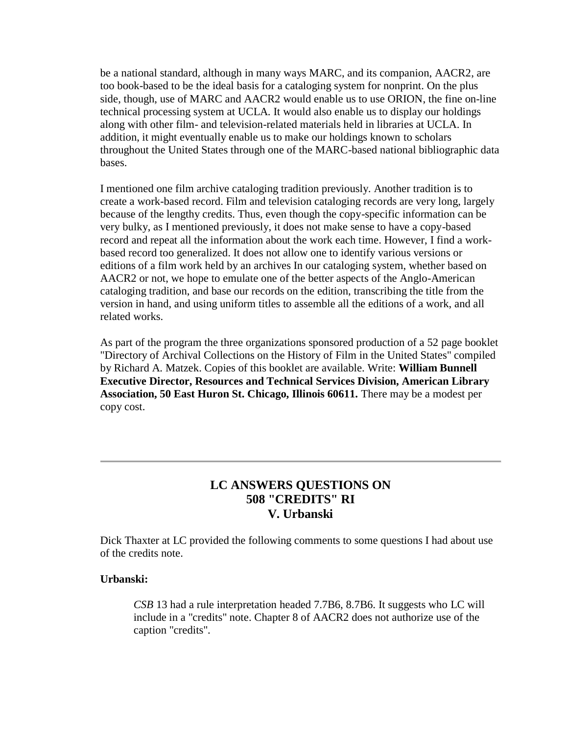be a national standard, although in many ways MARC, and its companion, AACR2, are too book-based to be the ideal basis for a cataloging system for nonprint. On the plus side, though, use of MARC and AACR2 would enable us to use ORION, the fine on-line technical processing system at UCLA. It would also enable us to display our holdings along with other film- and television-related materials held in libraries at UCLA. In addition, it might eventually enable us to make our holdings known to scholars throughout the United States through one of the MARC-based national bibliographic data bases.

I mentioned one film archive cataloging tradition previously. Another tradition is to create a work-based record. Film and television cataloging records are very long, largely because of the lengthy credits. Thus, even though the copy-specific information can be very bulky, as I mentioned previously, it does not make sense to have a copy-based record and repeat all the information about the work each time. However, I find a work-based record too generalized. It does not allow one to identify various versions or editions of a film work held by an archives In our cataloging system, whether based on AACR2 or not, we hope to emulate one of the better aspects of the Anglo-American cataloging tradition, and base our records on the edition, transcribing the title from the version in hand, and using uniform titles to assemble all the editions of a work, and all related works.

As part of the program the three organizations sponsored production of a 52 page booklet "Directory of Archival Collections on the History of Film in the United States" compiled by Richard A. Matzek. Copies of this booklet are available. Write: **William Bunnell Executive Director, Resources and Technical Services Division, American Library Association, 50 East Huron St. Chicago, Illinois 60611.** There may be a modest per copy cost.

---

## LC ANSWERS QUESTIONS ON 508 "CREDITS" RI
### V. Urbanski

Dick Thaxter at LC provided the following comments to some questions I had about use of the credits note.

**Urbanski:**

> *CSB* 13 had a rule interpretation headed 7.7B6, 8.7B6. It suggests who LC will include in a "credits" note. Chapter 8 of AACR2 does not authorize use of the caption "credits".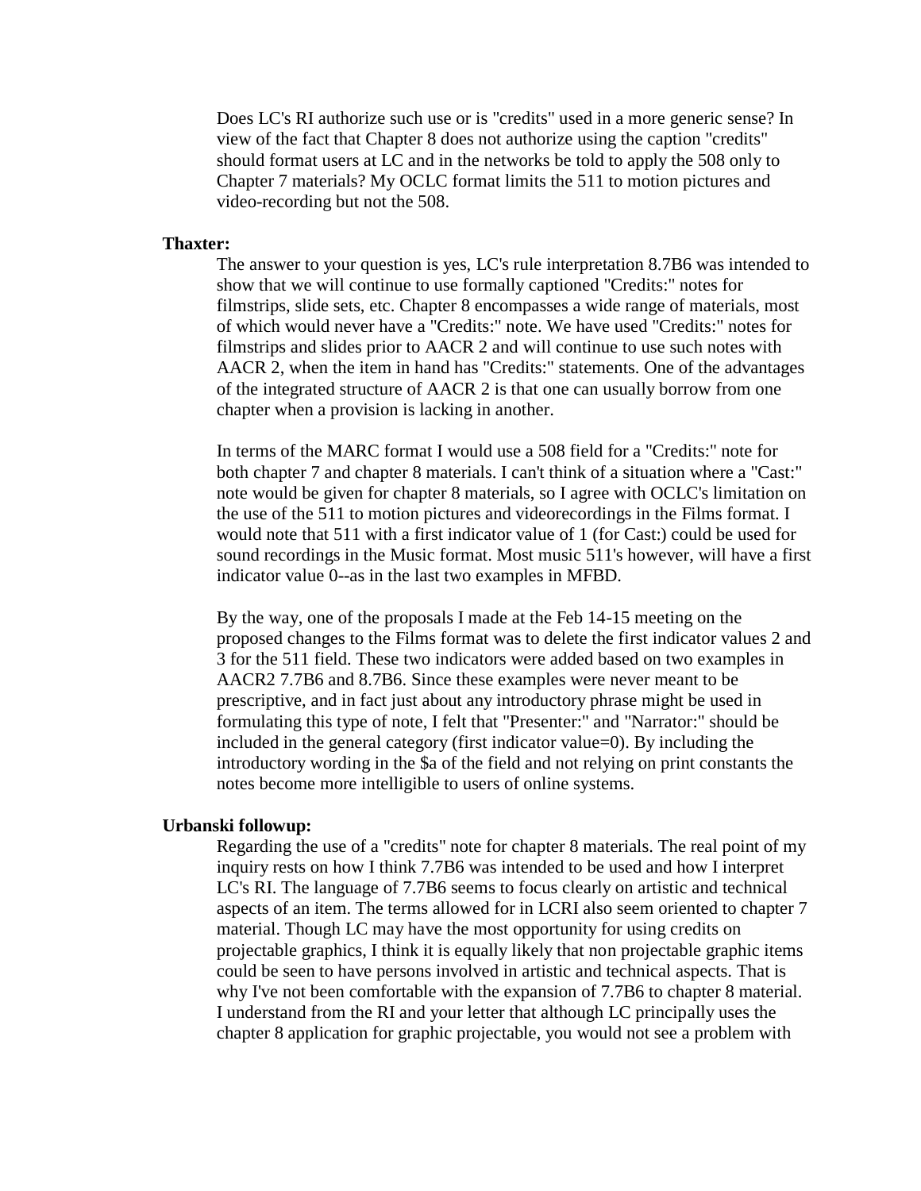Does LC's RI authorize such use or is "credits" used in a more generic sense? In view of the fact that Chapter 8 does not authorize using the caption "credits" should format users at LC and in the networks be told to apply the 508 only to Chapter 7 materials? My OCLC format limits the 511 to motion pictures and video-recording but not the 508.

**Thaxter:**

The answer to your question is yes, LC's rule interpretation 8.7B6 was intended to show that we will continue to use formally captioned "Credits:" notes for filmstrips, slide sets, etc. Chapter 8 encompasses a wide range of materials, most of which would never have a "Credits:" note. We have used "Credits:" notes for filmstrips and slides prior to AACR 2 and will continue to use such notes with AACR 2, when the item in hand has "Credits:" statements. One of the advantages of the integrated structure of AACR 2 is that one can usually borrow from one chapter when a provision is lacking in another.

In terms of the MARC format I would use a 508 field for a "Credits:" note for both chapter 7 and chapter 8 materials. I can't think of a situation where a "Cast:" note would be given for chapter 8 materials, so I agree with OCLC's limitation on the use of the 511 to motion pictures and videorecordings in the Films format. I would note that 511 with a first indicator value of 1 (for Cast:) could be used for sound recordings in the Music format. Most music 511's however, will have a first indicator value 0--as in the last two examples in MFBD.

By the way, one of the proposals I made at the Feb 14-15 meeting on the proposed changes to the Films format was to delete the first indicator values 2 and 3 for the 511 field. These two indicators were added based on two examples in AACR2 7.7B6 and 8.7B6. Since these examples were never meant to be prescriptive, and in fact just about any introductory phrase might be used in formulating this type of note, I felt that "Presenter:" and "Narrator:" should be included in the general category (first indicator value=0). By including the introductory wording in the $a of the field and not relying on print constants the notes become more intelligible to users of online systems.

**Urbanski followup:**

Regarding the use of a "credits" note for chapter 8 materials. The real point of my inquiry rests on how I think 7.7B6 was intended to be used and how I interpret LC's RI. The language of 7.7B6 seems to focus clearly on artistic and technical aspects of an item. The terms allowed for in LCRI also seem oriented to chapter 7 material. Though LC may have the most opportunity for using credits on projectable graphics, I think it is equally likely that non projectable graphic items could be seen to have persons involved in artistic and technical aspects. That is why I've not been comfortable with the expansion of 7.7B6 to chapter 8 material. I understand from the RI and your letter that although LC principally uses the chapter 8 application for graphic projectable, you would not see a problem with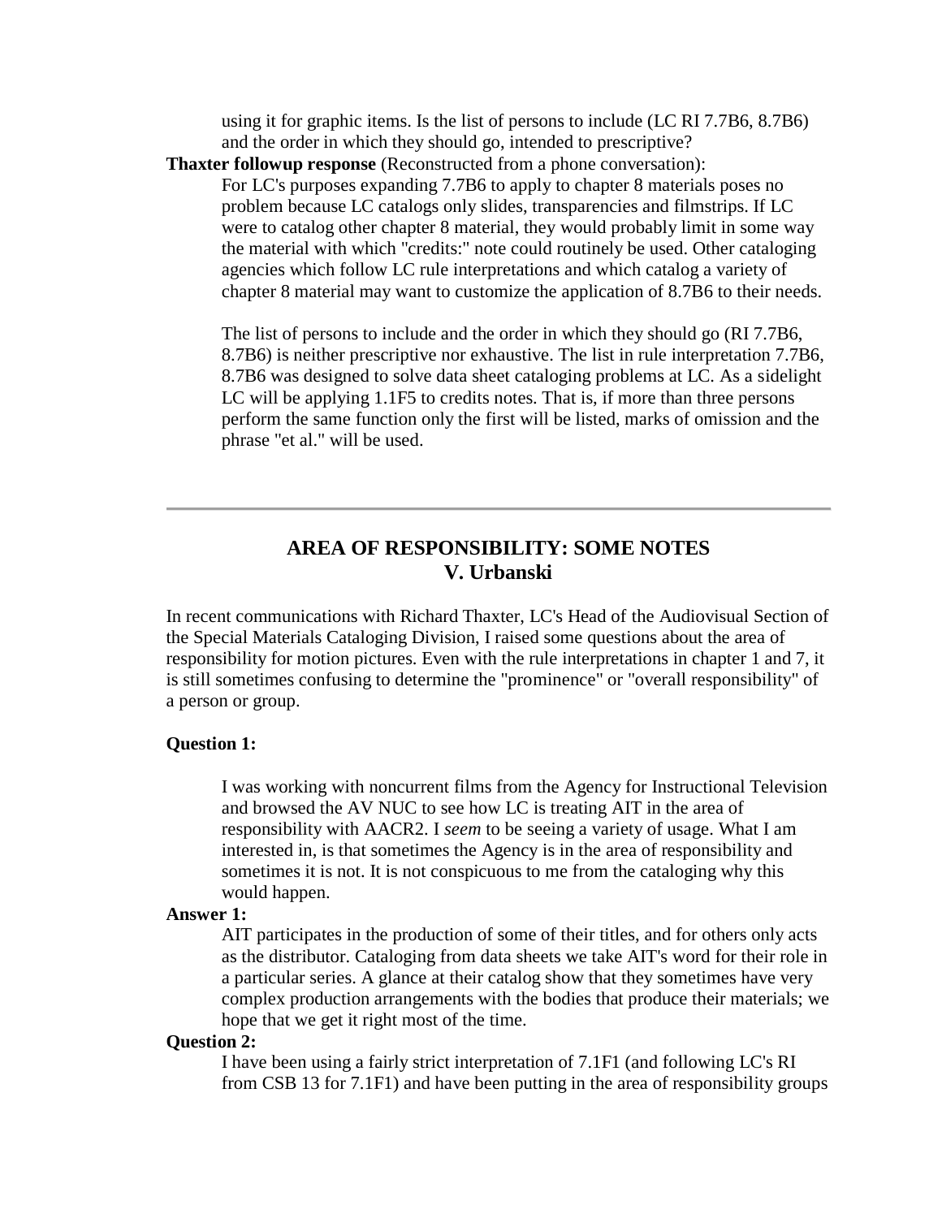using it for graphic items. Is the list of persons to include (LC RI 7.7B6, 8.7B6) and the order in which they should go, intended to prescriptive?

**Thaxter followup response** (Reconstructed from a phone conversation):

For LC's purposes expanding 7.7B6 to apply to chapter 8 materials poses no problem because LC catalogs only slides, transparencies and filmstrips. If LC were to catalog other chapter 8 material, they would probably limit in some way the material with which "credits:" note could routinely be used. Other cataloging agencies which follow LC rule interpretations and which catalog a variety of chapter 8 material may want to customize the application of 8.7B6 to their needs.

The list of persons to include and the order in which they should go (RI 7.7B6, 8.7B6) is neither prescriptive nor exhaustive. The list in rule interpretation 7.7B6, 8.7B6 was designed to solve data sheet cataloging problems at LC. As a sidelight LC will be applying 1.1F5 to credits notes. That is, if more than three persons perform the same function only the first will be listed, marks of omission and the phrase "et al." will be used.

---

## AREA OF RESPONSIBILITY: SOME NOTES
## V. Urbanski

In recent communications with Richard Thaxter, LC's Head of the Audiovisual Section of the Special Materials Cataloging Division, I raised some questions about the area of responsibility for motion pictures. Even with the rule interpretations in chapter 1 and 7, it is still sometimes confusing to determine the "prominence" or "overall responsibility" of a person or group.

**Question 1:**

I was working with noncurrent films from the Agency for Instructional Television and browsed the AV NUC to see how LC is treating AIT in the area of responsibility with AACR2. I *seem* to be seeing a variety of usage. What I am interested in, is that sometimes the Agency is in the area of responsibility and sometimes it is not. It is not conspicuous to me from the cataloging why this would happen.

**Answer 1:**

AIT participates in the production of some of their titles, and for others only acts as the distributor. Cataloging from data sheets we take AIT's word for their role in a particular series. A glance at their catalog show that they sometimes have very complex production arrangements with the bodies that produce their materials; we hope that we get it right most of the time.

**Question 2:**

I have been using a fairly strict interpretation of 7.1F1 (and following LC's RI from CSB 13 for 7.1F1) and have been putting in the area of responsibility groups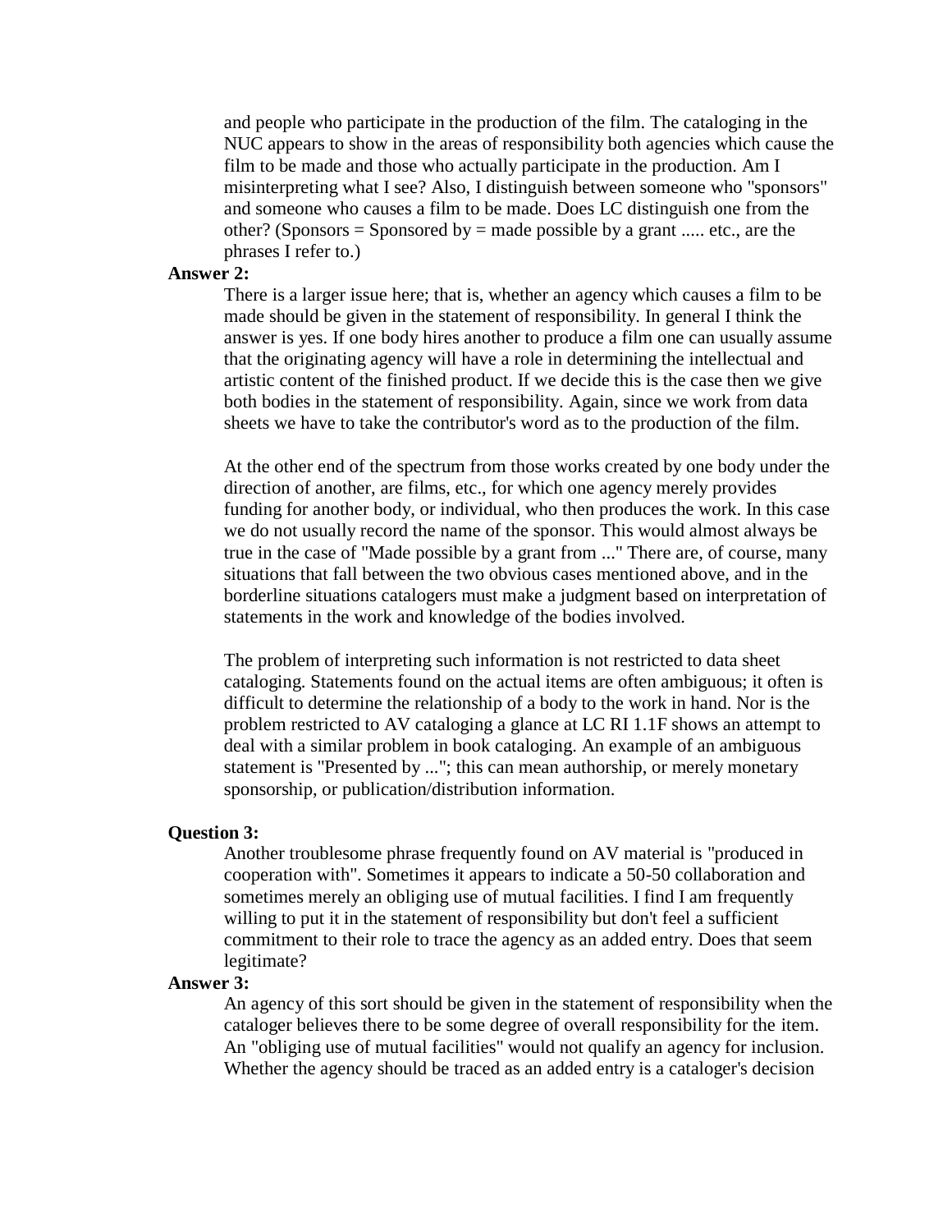and people who participate in the production of the film. The cataloging in the NUC appears to show in the areas of responsibility both agencies which cause the film to be made and those who actually participate in the production. Am I misinterpreting what I see? Also, I distinguish between someone who "sponsors" and someone who causes a film to be made. Does LC distinguish one from the other? (Sponsors = Sponsored by = made possible by a grant ..... etc., are the phrases I refer to.)

**Answer 2:**

There is a larger issue here; that is, whether an agency which causes a film to be made should be given in the statement of responsibility. In general I think the answer is yes. If one body hires another to produce a film one can usually assume that the originating agency will have a role in determining the intellectual and artistic content of the finished product. If we decide this is the case then we give both bodies in the statement of responsibility. Again, since we work from data sheets we have to take the contributor's word as to the production of the film.

At the other end of the spectrum from those works created by one body under the direction of another, are films, etc., for which one agency merely provides funding for another body, or individual, who then produces the work. In this case we do not usually record the name of the sponsor. This would almost always be true in the case of "Made possible by a grant from ..." There are, of course, many situations that fall between the two obvious cases mentioned above, and in the borderline situations catalogers must make a judgment based on interpretation of statements in the work and knowledge of the bodies involved.

The problem of interpreting such information is not restricted to data sheet cataloging. Statements found on the actual items are often ambiguous; it often is difficult to determine the relationship of a body to the work in hand. Nor is the problem restricted to AV cataloging a glance at LC RI 1.1F shows an attempt to deal with a similar problem in book cataloging. An example of an ambiguous statement is "Presented by ..."; this can mean authorship, or merely monetary sponsorship, or publication/distribution information.

**Question 3:**

Another troublesome phrase frequently found on AV material is "produced in cooperation with". Sometimes it appears to indicate a 50-50 collaboration and sometimes merely an obliging use of mutual facilities. I find I am frequently willing to put it in the statement of responsibility but don't feel a sufficient commitment to their role to trace the agency as an added entry. Does that seem legitimate?

**Answer 3:**

An agency of this sort should be given in the statement of responsibility when the cataloger believes there to be some degree of overall responsibility for the item. An "obliging use of mutual facilities" would not qualify an agency for inclusion. Whether the agency should be traced as an added entry is a cataloger's decision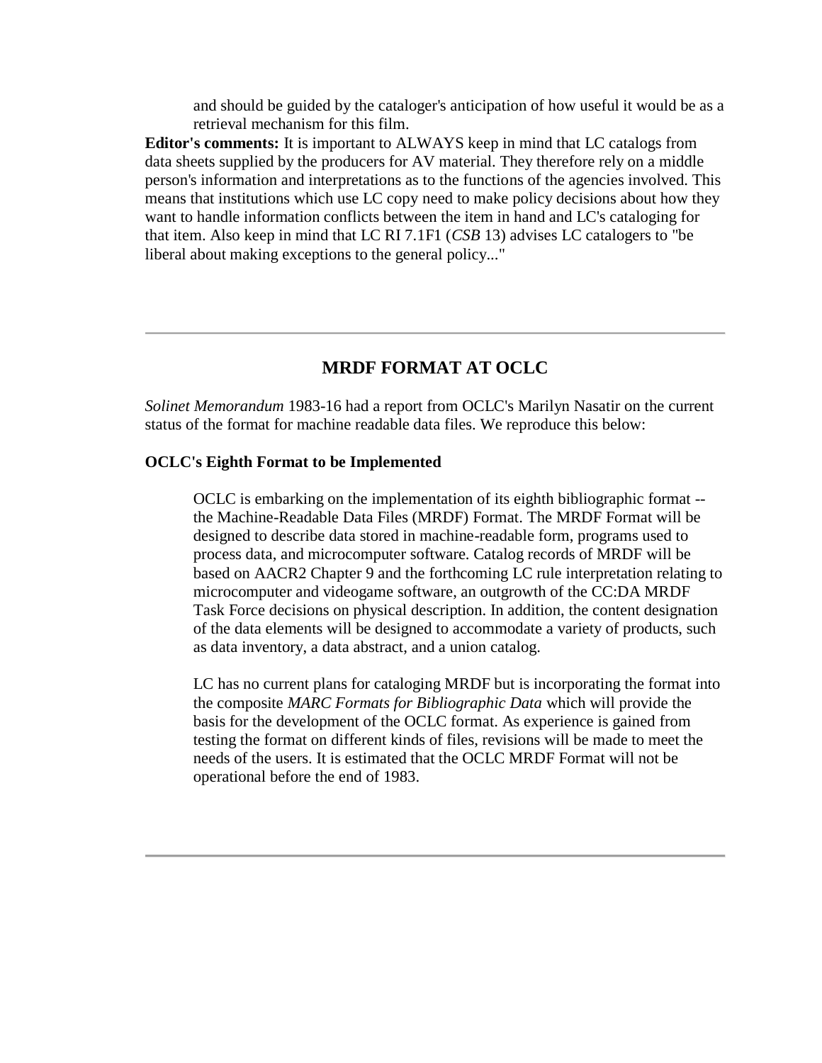> and should be guided by the cataloger's anticipation of how useful it would be as a retrieval mechanism for this film.

**Editor's comments:** It is important to ALWAYS keep in mind that LC catalogs from data sheets supplied by the producers for AV material. They therefore rely on a middle person's information and interpretations as to the functions of the agencies involved. This means that institutions which use LC copy need to make policy decisions about how they want to handle information conflicts between the item in hand and LC's cataloging for that item. Also keep in mind that LC RI 7.1F1 (*CSB* 13) advises LC catalogers to "be liberal about making exceptions to the general policy..."

---

## MRDF FORMAT AT OCLC

*Solinet Memorandum* 1983-16 had a report from OCLC's Marilyn Nasatir on the current status of the format for machine readable data files. We reproduce this below:

**OCLC's Eighth Format to be Implemented**

> OCLC is embarking on the implementation of its eighth bibliographic format -- the Machine-Readable Data Files (MRDF) Format. The MRDF Format will be designed to describe data stored in machine-readable form, programs used to process data, and microcomputer software. Catalog records of MRDF will be based on AACR2 Chapter 9 and the forthcoming LC rule interpretation relating to microcomputer and videogame software, an outgrowth of the CC:DA MRDF Task Force decisions on physical description. In addition, the content designation of the data elements will be designed to accommodate a variety of products, such as data inventory, a data abstract, and a union catalog.
>
> LC has no current plans for cataloging MRDF but is incorporating the format into the composite *MARC Formats for Bibliographic Data* which will provide the basis for the development of the OCLC format. As experience is gained from testing the format on different kinds of files, revisions will be made to meet the needs of the users. It is estimated that the OCLC MRDF Format will not be operational before the end of 1983.

---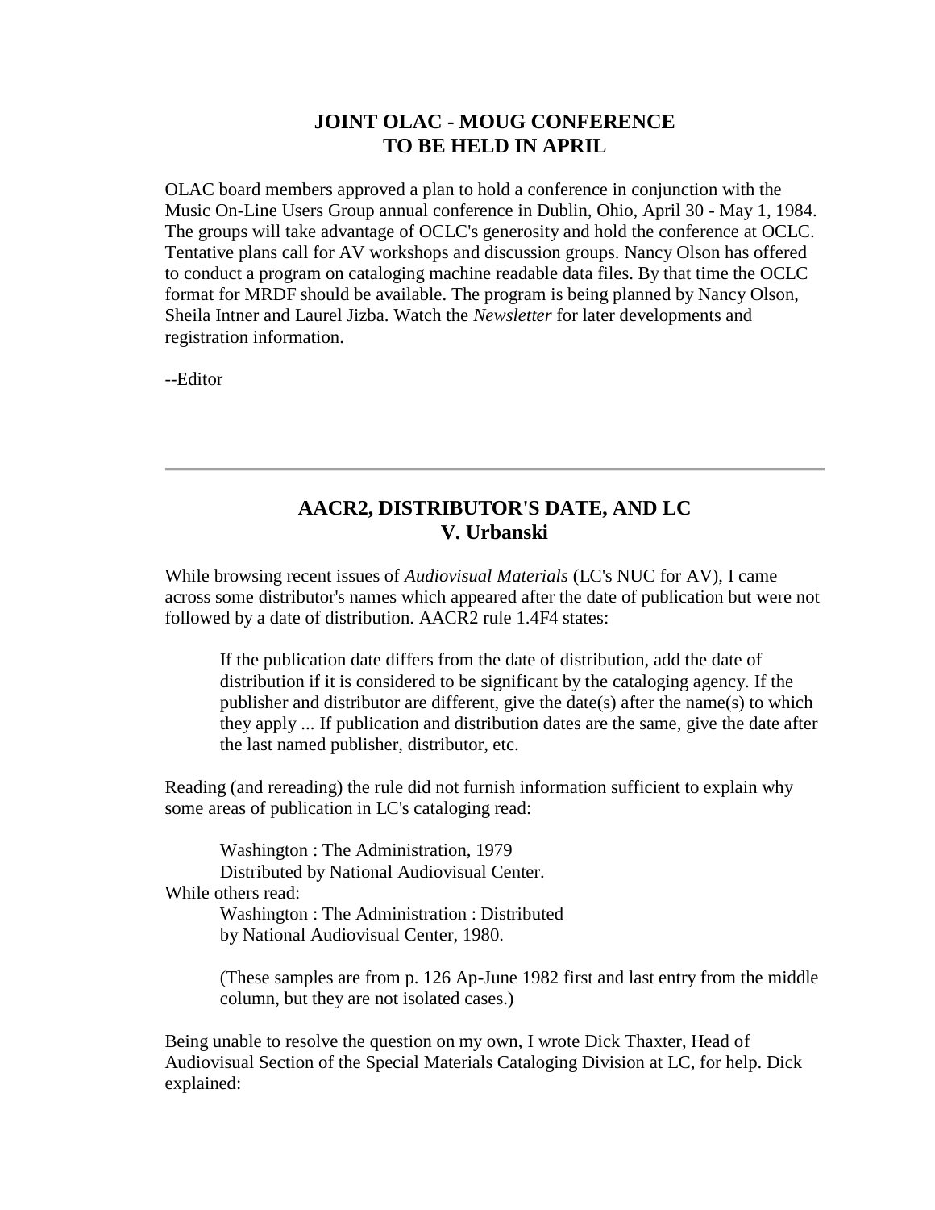## JOINT OLAC - MOUG CONFERENCE TO BE HELD IN APRIL

OLAC board members approved a plan to hold a conference in conjunction with the Music On-Line Users Group annual conference in Dublin, Ohio, April 30 - May 1, 1984. The groups will take advantage of OCLC's generosity and hold the conference at OCLC. Tentative plans call for AV workshops and discussion groups. Nancy Olson has offered to conduct a program on cataloging machine readable data files. By that time the OCLC format for MRDF should be available. The program is being planned by Nancy Olson, Sheila Intner and Laurel Jizba. Watch the *Newsletter* for later developments and registration information.

--Editor

---

## AACR2, DISTRIBUTOR'S DATE, AND LC
**V. Urbanski**

While browsing recent issues of *Audiovisual Materials* (LC's NUC for AV), I came across some distributor's names which appeared after the date of publication but were not followed by a date of distribution. AACR2 rule 1.4F4 states:

> If the publication date differs from the date of distribution, add the date of distribution if it is considered to be significant by the cataloging agency. If the publisher and distributor are different, give the date(s) after the name(s) to which they apply ... If publication and distribution dates are the same, give the date after the last named publisher, distributor, etc.

Reading (and rereading) the rule did not furnish information sufficient to explain why some areas of publication in LC's cataloging read:

> Washington : The Administration, 1979
> Distributed by National Audiovisual Center.

While others read:

> Washington : The Administration : Distributed
> by National Audiovisual Center, 1980.

> (These samples are from p. 126 Ap-June 1982 first and last entry from the middle column, but they are not isolated cases.)

Being unable to resolve the question on my own, I wrote Dick Thaxter, Head of Audiovisual Section of the Special Materials Cataloging Division at LC, for help. Dick explained: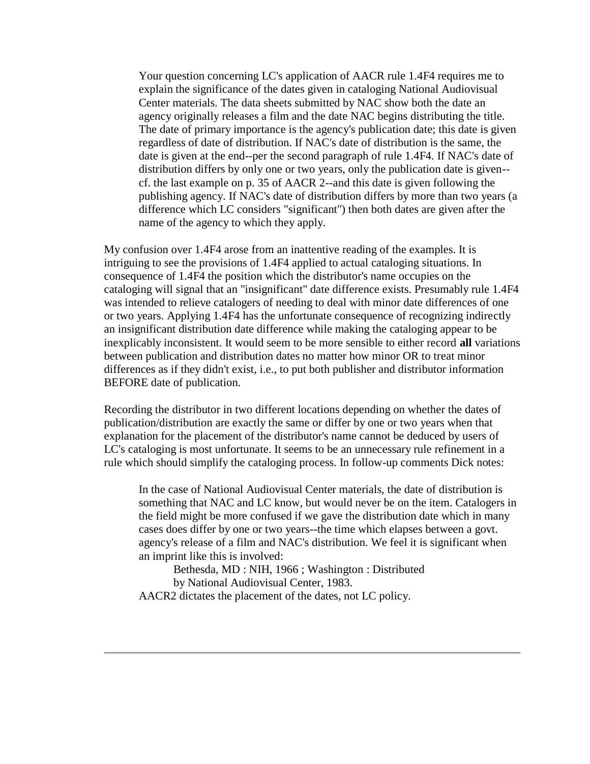> Your question concerning LC's application of AACR rule 1.4F4 requires me to explain the significance of the dates given in cataloging National Audiovisual Center materials. The data sheets submitted by NAC show both the date an agency originally releases a film and the date NAC begins distributing the title. The date of primary importance is the agency's publication date; this date is given regardless of date of distribution. If NAC's date of distribution is the same, the date is given at the end--per the second paragraph of rule 1.4F4. If NAC's date of distribution differs by only one or two years, only the publication date is given--cf. the last example on p. 35 of AACR 2--and this date is given following the publishing agency. If NAC's date of distribution differs by more than two years (a difference which LC considers "significant") then both dates are given after the name of the agency to which they apply.

My confusion over 1.4F4 arose from an inattentive reading of the examples. It is intriguing to see the provisions of 1.4F4 applied to actual cataloging situations. In consequence of 1.4F4 the position which the distributor's name occupies on the cataloging will signal that an "insignificant" date difference exists. Presumably rule 1.4F4 was intended to relieve catalogers of needing to deal with minor date differences of one or two years. Applying 1.4F4 has the unfortunate consequence of recognizing indirectly an insignificant distribution date difference while making the cataloging appear to be inexplicably inconsistent. It would seem to be more sensible to either record **all** variations between publication and distribution dates no matter how minor OR to treat minor differences as if they didn't exist, i.e., to put both publisher and distributor information BEFORE date of publication.

Recording the distributor in two different locations depending on whether the dates of publication/distribution are exactly the same or differ by one or two years when that explanation for the placement of the distributor's name cannot be deduced by users of LC's cataloging is most unfortunate. It seems to be an unnecessary rule refinement in a rule which should simplify the cataloging process. In follow-up comments Dick notes:

> In the case of National Audiovisual Center materials, the date of distribution is something that NAC and LC know, but would never be on the item. Catalogers in the field might be more confused if we gave the distribution date which in many cases does differ by one or two years--the time which elapses between a govt. agency's release of a film and NAC's distribution. We feel it is significant when an imprint like this is involved:
>
> > Bethesda, MD : NIH, 1966 ; Washington : Distributed by National Audiovisual Center, 1983.
>
> AACR2 dictates the placement of the dates, not LC policy.

---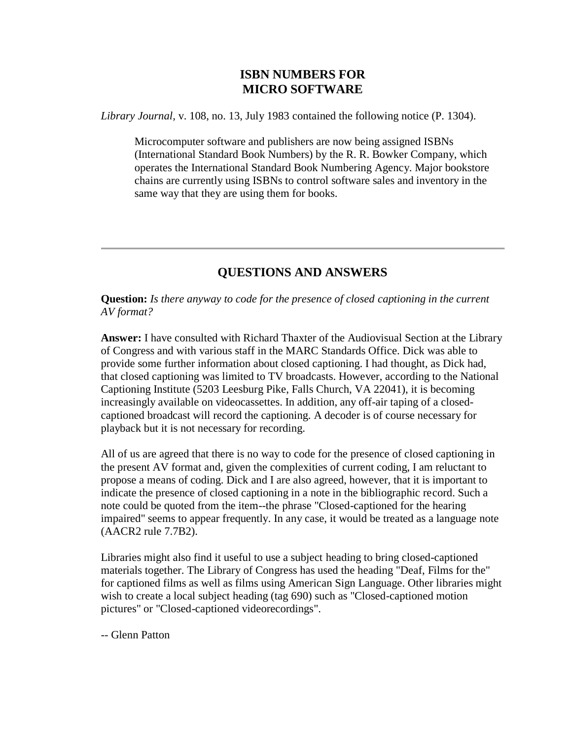## ISBN NUMBERS FOR MICRO SOFTWARE

*Library Journal*, v. 108, no. 13, July 1983 contained the following notice (P. 1304).

> Microcomputer software and publishers are now being assigned ISBNs (International Standard Book Numbers) by the R. R. Bowker Company, which operates the International Standard Book Numbering Agency. Major bookstore chains are currently using ISBNs to control software sales and inventory in the same way that they are using them for books.

---

## QUESTIONS AND ANSWERS

**Question:** *Is there anyway to code for the presence of closed captioning in the current AV format?*

**Answer:** I have consulted with Richard Thaxter of the Audiovisual Section at the Library of Congress and with various staff in the MARC Standards Office. Dick was able to provide some further information about closed captioning. I had thought, as Dick had, that closed captioning was limited to TV broadcasts. However, according to the National Captioning Institute (5203 Leesburg Pike, Falls Church, VA 22041), it is becoming increasingly available on videocassettes. In addition, any off-air taping of a closed-captioned broadcast will record the captioning. A decoder is of course necessary for playback but it is not necessary for recording.

All of us are agreed that there is no way to code for the presence of closed captioning in the present AV format and, given the complexities of current coding, I am reluctant to propose a means of coding. Dick and I are also agreed, however, that it is important to indicate the presence of closed captioning in a note in the bibliographic record. Such a note could be quoted from the item--the phrase "Closed-captioned for the hearing impaired" seems to appear frequently. In any case, it would be treated as a language note (AACR2 rule 7.7B2).

Libraries might also find it useful to use a subject heading to bring closed-captioned materials together. The Library of Congress has used the heading "Deaf, Films for the" for captioned films as well as films using American Sign Language. Other libraries might wish to create a local subject heading (tag 690) such as "Closed-captioned motion pictures" or "Closed-captioned videorecordings".

-- Glenn Patton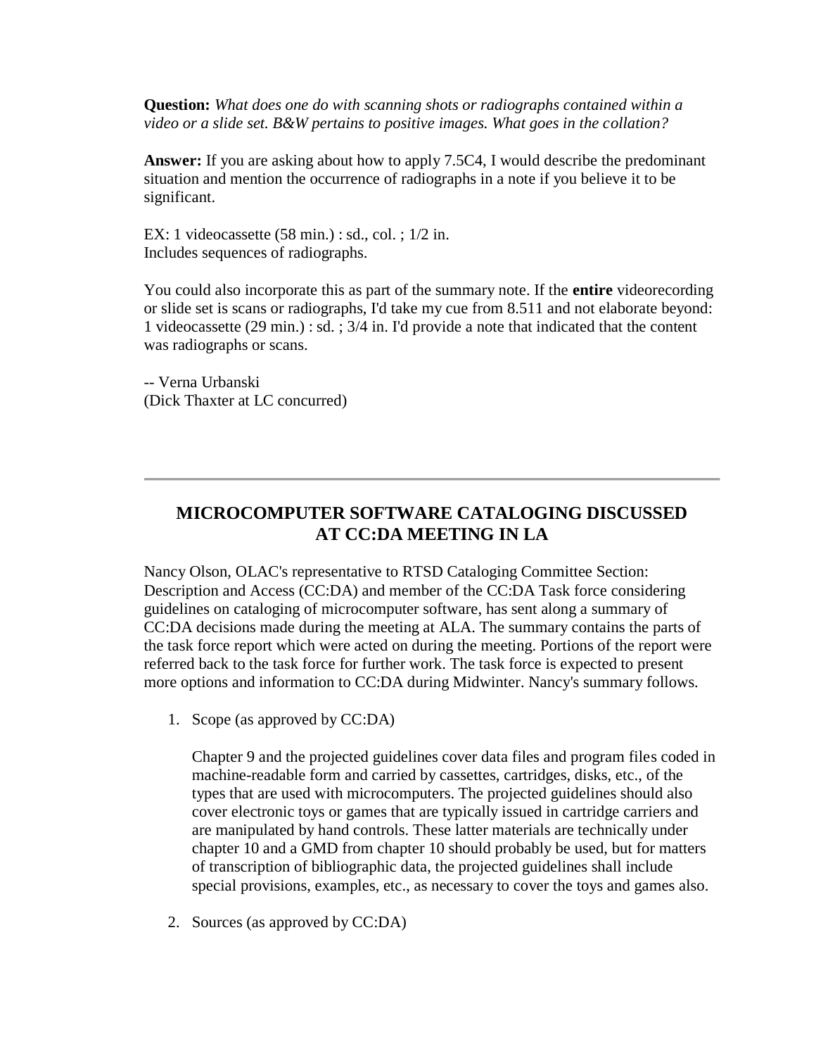**Question:** *What does one do with scanning shots or radiographs contained within a video or a slide set. B&W pertains to positive images. What goes in the collation?*

**Answer:** If you are asking about how to apply 7.5C4, I would describe the predominant situation and mention the occurrence of radiographs in a note if you believe it to be significant.

EX: 1 videocassette (58 min.) : sd., col. ; 1/2 in.
Includes sequences of radiographs.

You could also incorporate this as part of the summary note. If the **entire** videorecording or slide set is scans or radiographs, I'd take my cue from 8.511 and not elaborate beyond: 1 videocassette (29 min.) : sd. ; 3/4 in. I'd provide a note that indicated that the content was radiographs or scans.

-- Verna Urbanski
(Dick Thaxter at LC concurred)

---

## MICROCOMPUTER SOFTWARE CATALOGING DISCUSSED AT CC:DA MEETING IN LA

Nancy Olson, OLAC's representative to RTSD Cataloging Committee Section: Description and Access (CC:DA) and member of the CC:DA Task force considering guidelines on cataloging of microcomputer software, has sent along a summary of CC:DA decisions made during the meeting at ALA. The summary contains the parts of the task force report which were acted on during the meeting. Portions of the report were referred back to the task force for further work. The task force is expected to present more options and information to CC:DA during Midwinter. Nancy's summary follows.

1. Scope (as approved by CC:DA)

   Chapter 9 and the projected guidelines cover data files and program files coded in machine-readable form and carried by cassettes, cartridges, disks, etc., of the types that are used with microcomputers. The projected guidelines should also cover electronic toys or games that are typically issued in cartridge carriers and are manipulated by hand controls. These latter materials are technically under chapter 10 and a GMD from chapter 10 should probably be used, but for matters of transcription of bibliographic data, the projected guidelines shall include special provisions, examples, etc., as necessary to cover the toys and games also.

2. Sources (as approved by CC:DA)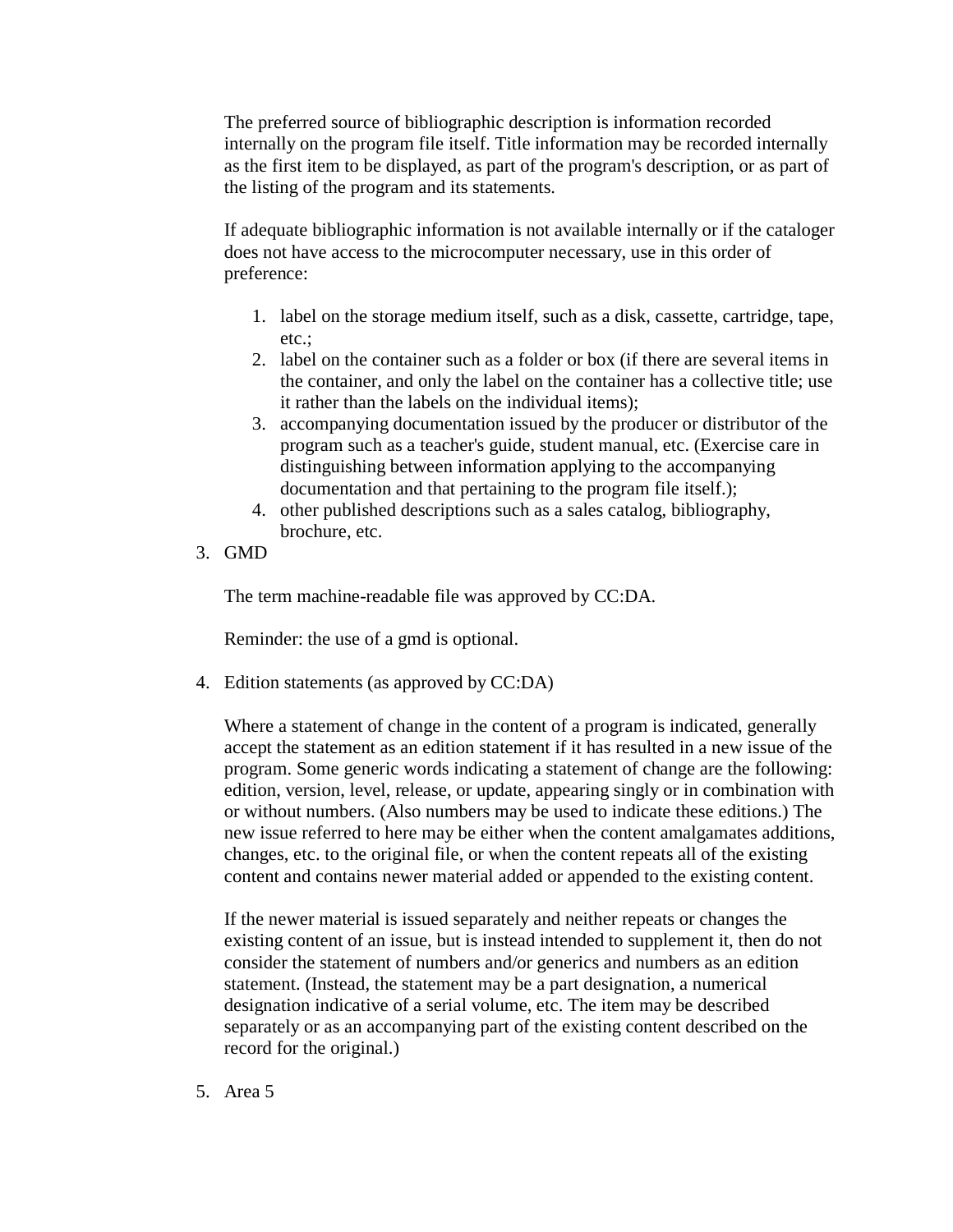The preferred source of bibliographic description is information recorded internally on the program file itself. Title information may be recorded internally as the first item to be displayed, as part of the program's description, or as part of the listing of the program and its statements.

If adequate bibliographic information is not available internally or if the cataloger does not have access to the microcomputer necessary, use in this order of preference:

1. label on the storage medium itself, such as a disk, cassette, cartridge, tape, etc.;
2. label on the container such as a folder or box (if there are several items in the container, and only the label on the container has a collective title; use it rather than the labels on the individual items);
3. accompanying documentation issued by the producer or distributor of the program such as a teacher's guide, student manual, etc. (Exercise care in distinguishing between information applying to the accompanying documentation and that pertaining to the program file itself.);
4. other published descriptions such as a sales catalog, bibliography, brochure, etc.

3. GMD

   The term machine-readable file was approved by CC:DA.

   Reminder: the use of a gmd is optional.

4. Edition statements (as approved by CC:DA)

   Where a statement of change in the content of a program is indicated, generally accept the statement as an edition statement if it has resulted in a new issue of the program. Some generic words indicating a statement of change are the following: edition, version, level, release, or update, appearing singly or in combination with or without numbers. (Also numbers may be used to indicate these editions.) The new issue referred to here may be either when the content amalgamates additions, changes, etc. to the original file, or when the content repeats all of the existing content and contains newer material added or appended to the existing content.

   If the newer material is issued separately and neither repeats or changes the existing content of an issue, but is instead intended to supplement it, then do not consider the statement of numbers and/or generics and numbers as an edition statement. (Instead, the statement may be a part designation, a numerical designation indicative of a serial volume, etc. The item may be described separately or as an accompanying part of the existing content described on the record for the original.)

5. Area 5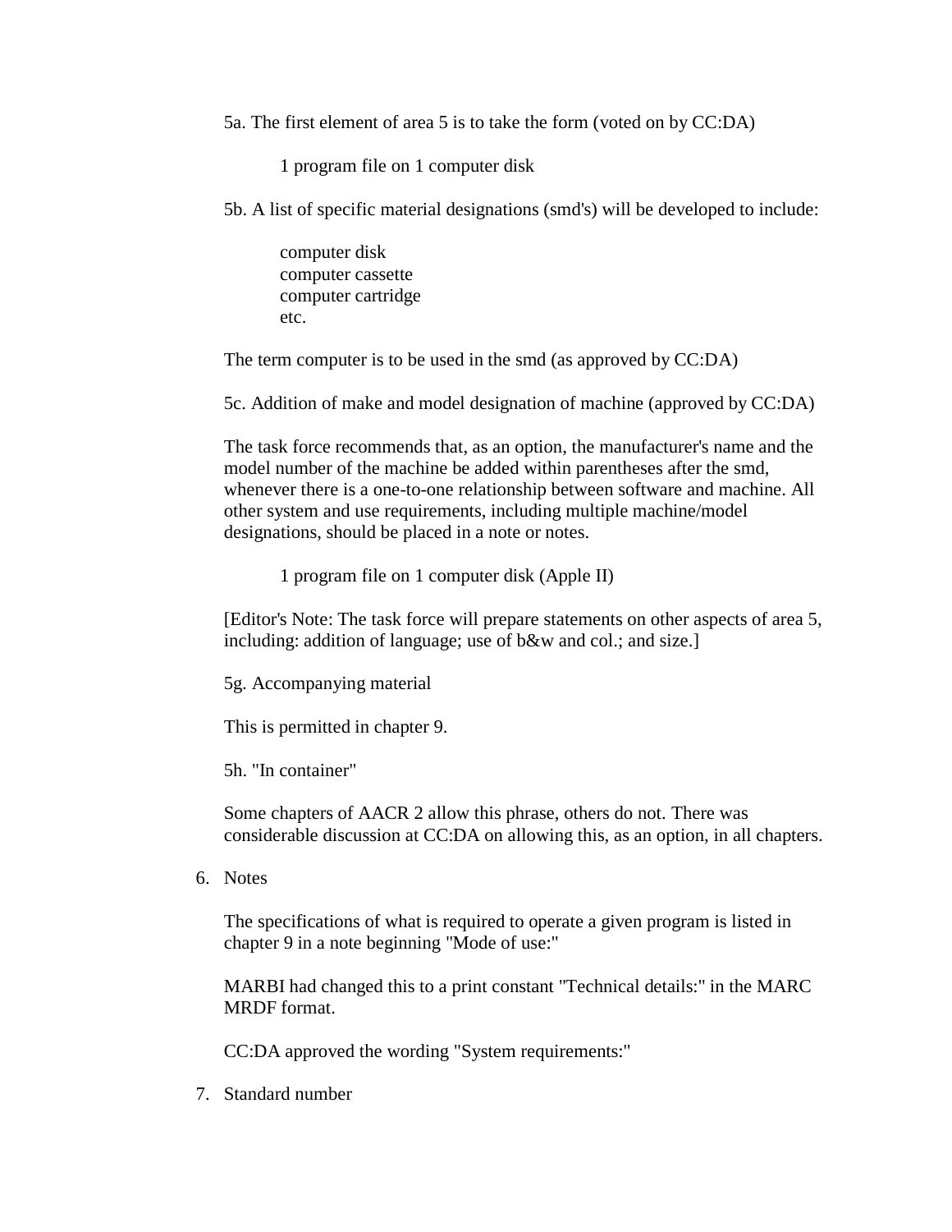5a. The first element of area 5 is to take the form (voted on by CC:DA)

> 1 program file on 1 computer disk

5b. A list of specific material designations (smd's) will be developed to include:

> computer disk
> computer cassette
> computer cartridge
> etc.

The term computer is to be used in the smd (as approved by CC:DA)

5c. Addition of make and model designation of machine (approved by CC:DA)

The task force recommends that, as an option, the manufacturer's name and the model number of the machine be added within parentheses after the smd, whenever there is a one-to-one relationship between software and machine. All other system and use requirements, including multiple machine/model designations, should be placed in a note or notes.

> 1 program file on 1 computer disk (Apple II)

[Editor's Note: The task force will prepare statements on other aspects of area 5, including: addition of language; use of b&w and col.; and size.]

5g. Accompanying material

This is permitted in chapter 9.

5h. "In container"

Some chapters of AACR 2 allow this phrase, others do not. There was considerable discussion at CC:DA on allowing this, as an option, in all chapters.

6. Notes

   The specifications of what is required to operate a given program is listed in chapter 9 in a note beginning "Mode of use:"

   MARBI had changed this to a print constant "Technical details:" in the MARC MRDF format.

   CC:DA approved the wording "System requirements:"

7. Standard number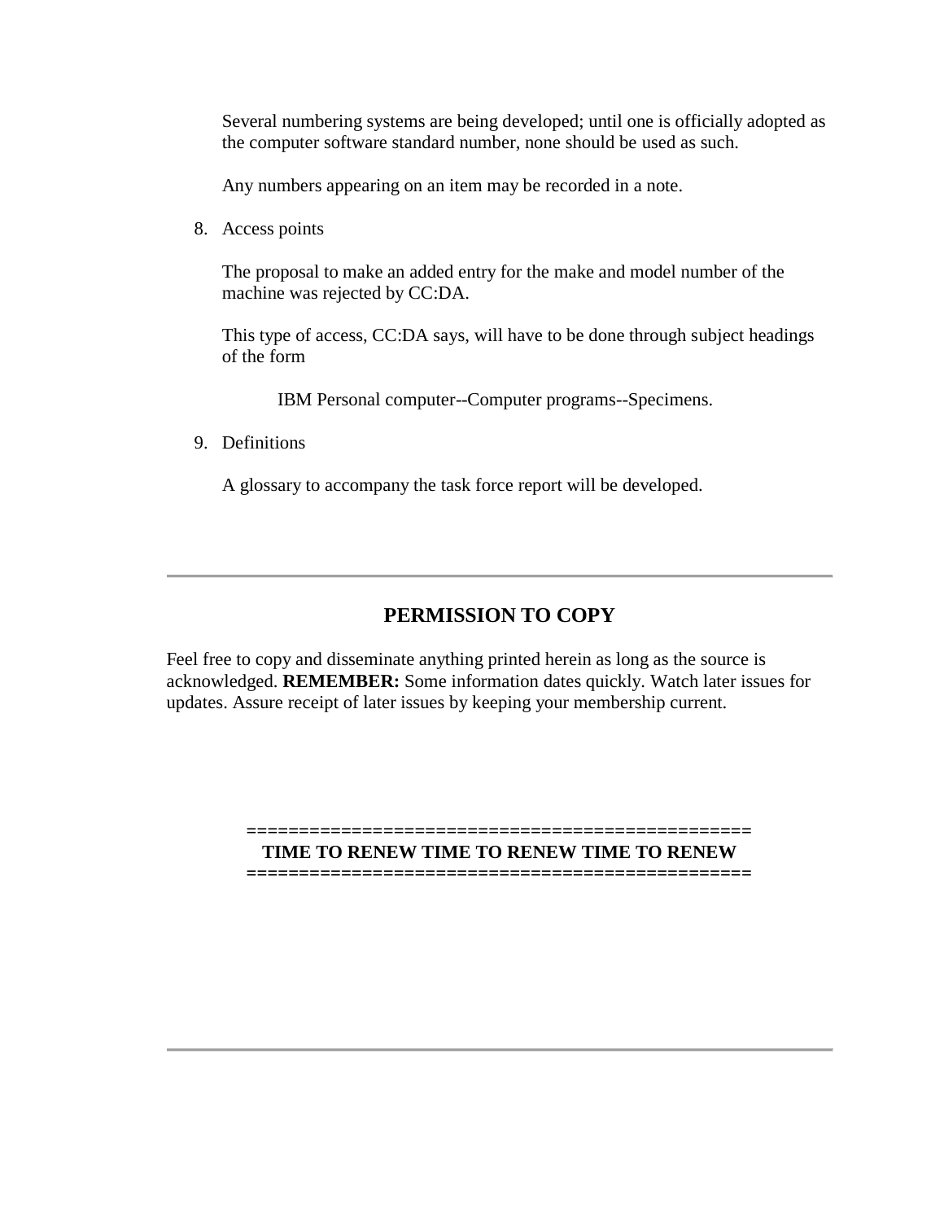Several numbering systems are being developed; until one is officially adopted as the computer software standard number, none should be used as such.

Any numbers appearing on an item may be recorded in a note.

8. Access points

   The proposal to make an added entry for the make and model number of the machine was rejected by CC:DA.

   This type of access, CC:DA says, will have to be done through subject headings of the form

   > IBM Personal computer--Computer programs--Specimens.

9. Definitions

   A glossary to accompany the task force report will be developed.

---

## PERMISSION TO COPY

Feel free to copy and disseminate anything printed herein as long as the source is acknowledged. **REMEMBER:** Some information dates quickly. Watch later issues for updates. Assure receipt of later issues by keeping your membership current.

================================================

**TIME TO RENEW TIME TO RENEW TIME TO RENEW**

================================================

---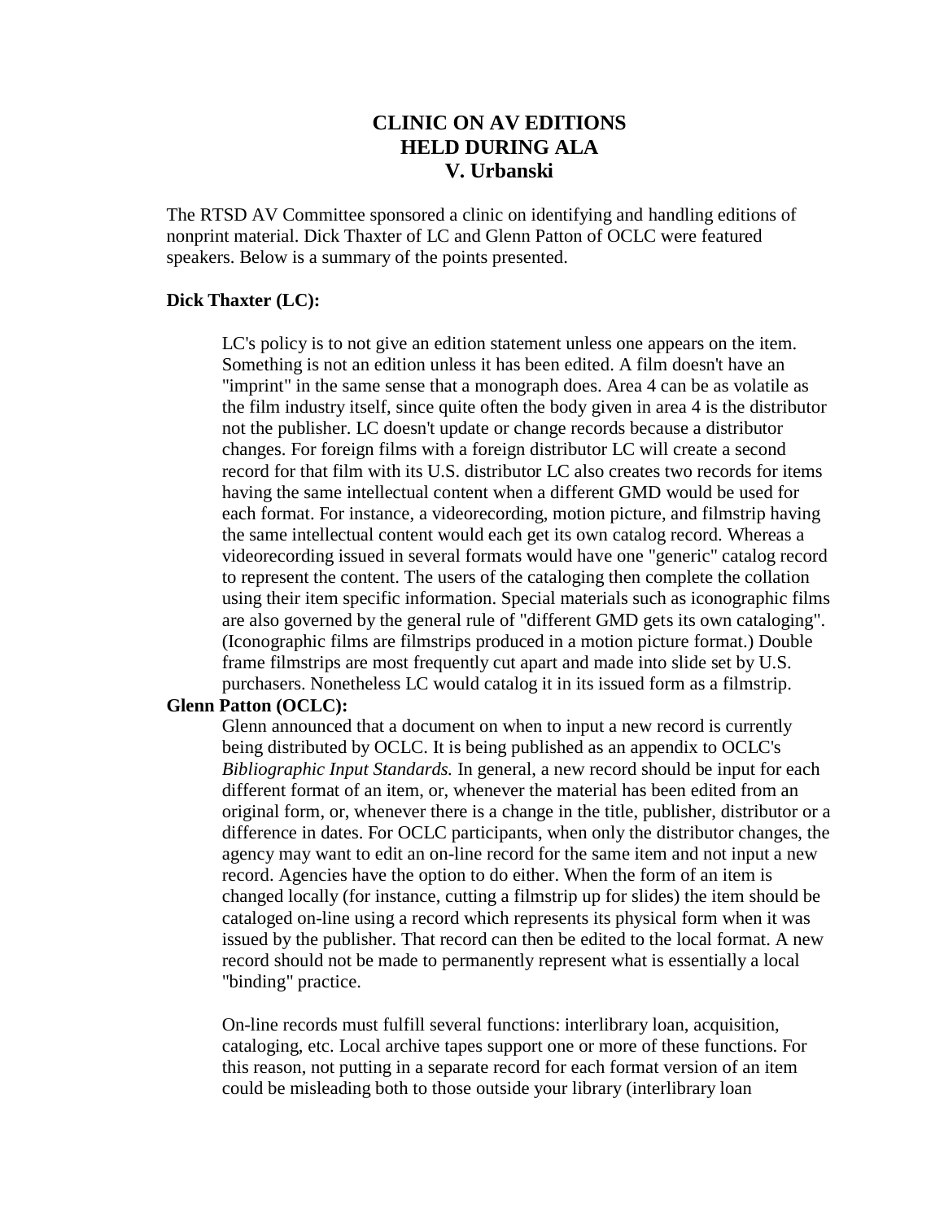# CLINIC ON AV EDITIONS HELD DURING ALA

**V. Urbanski**

The RTSD AV Committee sponsored a clinic on identifying and handling editions of nonprint material. Dick Thaxter of LC and Glenn Patton of OCLC were featured speakers. Below is a summary of the points presented.

**Dick Thaxter (LC):**

LC's policy is to not give an edition statement unless one appears on the item. Something is not an edition unless it has been edited. A film doesn't have an "imprint" in the same sense that a monograph does. Area 4 can be as volatile as the film industry itself, since quite often the body given in area 4 is the distributor not the publisher. LC doesn't update or change records because a distributor changes. For foreign films with a foreign distributor LC will create a second record for that film with its U.S. distributor LC also creates two records for items having the same intellectual content when a different GMD would be used for each format. For instance, a videorecording, motion picture, and filmstrip having the same intellectual content would each get its own catalog record. Whereas a videorecording issued in several formats would have one "generic" catalog record to represent the content. The users of the cataloging then complete the collation using their item specific information. Special materials such as iconographic films are also governed by the general rule of "different GMD gets its own cataloging". (Iconographic films are filmstrips produced in a motion picture format.) Double frame filmstrips are most frequently cut apart and made into slide set by U.S. purchasers. Nonetheless LC would catalog it in its issued form as a filmstrip.

**Glenn Patton (OCLC):**

Glenn announced that a document on when to input a new record is currently being distributed by OCLC. It is being published as an appendix to OCLC's *Bibliographic Input Standards.* In general, a new record should be input for each different format of an item, or, whenever the material has been edited from an original form, or, whenever there is a change in the title, publisher, distributor or a difference in dates. For OCLC participants, when only the distributor changes, the agency may want to edit an on-line record for the same item and not input a new record. Agencies have the option to do either. When the form of an item is changed locally (for instance, cutting a filmstrip up for slides) the item should be cataloged on-line using a record which represents its physical form when it was issued by the publisher. That record can then be edited to the local format. A new record should not be made to permanently represent what is essentially a local "binding" practice.

On-line records must fulfill several functions: interlibrary loan, acquisition, cataloging, etc. Local archive tapes support one or more of these functions. For this reason, not putting in a separate record for each format version of an item could be misleading both to those outside your library (interlibrary loan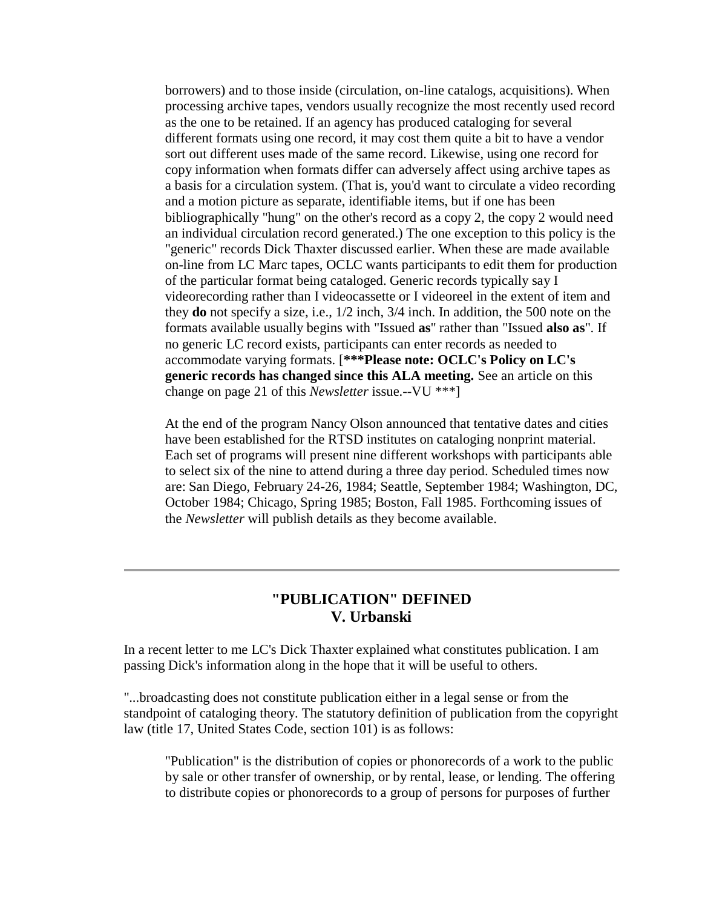borrowers) and to those inside (circulation, on-line catalogs, acquisitions). When processing archive tapes, vendors usually recognize the most recently used record as the one to be retained. If an agency has produced cataloging for several different formats using one record, it may cost them quite a bit to have a vendor sort out different uses made of the same record. Likewise, using one record for copy information when formats differ can adversely affect using archive tapes as a basis for a circulation system. (That is, you'd want to circulate a video recording and a motion picture as separate, identifiable items, but if one has been bibliographically "hung" on the other's record as a copy 2, the copy 2 would need an individual circulation record generated.) The one exception to this policy is the "generic" records Dick Thaxter discussed earlier. When these are made available on-line from LC Marc tapes, OCLC wants participants to edit them for production of the particular format being cataloged. Generic records typically say I videorecording rather than I videocassette or I videoreel in the extent of item and they **do** not specify a size, i.e., 1/2 inch, 3/4 inch. In addition, the 500 note on the formats available usually begins with "Issued **as**" rather than "Issued **also as**". If no generic LC record exists, participants can enter records as needed to accommodate varying formats. [**\*\*\*Please note: OCLC's Policy on LC's generic records has changed since this ALA meeting.** See an article on this change on page 21 of this *Newsletter* issue.--VU \*\*\*]

At the end of the program Nancy Olson announced that tentative dates and cities have been established for the RTSD institutes on cataloging nonprint material. Each set of programs will present nine different workshops with participants able to select six of the nine to attend during a three day period. Scheduled times now are: San Diego, February 24-26, 1984; Seattle, September 1984; Washington, DC, October 1984; Chicago, Spring 1985; Boston, Fall 1985. Forthcoming issues of the *Newsletter* will publish details as they become available.

---

## "PUBLICATION" DEFINED
**V. Urbanski**

In a recent letter to me LC's Dick Thaxter explained what constitutes publication. I am passing Dick's information along in the hope that it will be useful to others.

"...broadcasting does not constitute publication either in a legal sense or from the standpoint of cataloging theory. The statutory definition of publication from the copyright law (title 17, United States Code, section 101) is as follows:

> "Publication" is the distribution of copies or phonorecords of a work to the public by sale or other transfer of ownership, or by rental, lease, or lending. The offering to distribute copies or phonorecords to a group of persons for purposes of further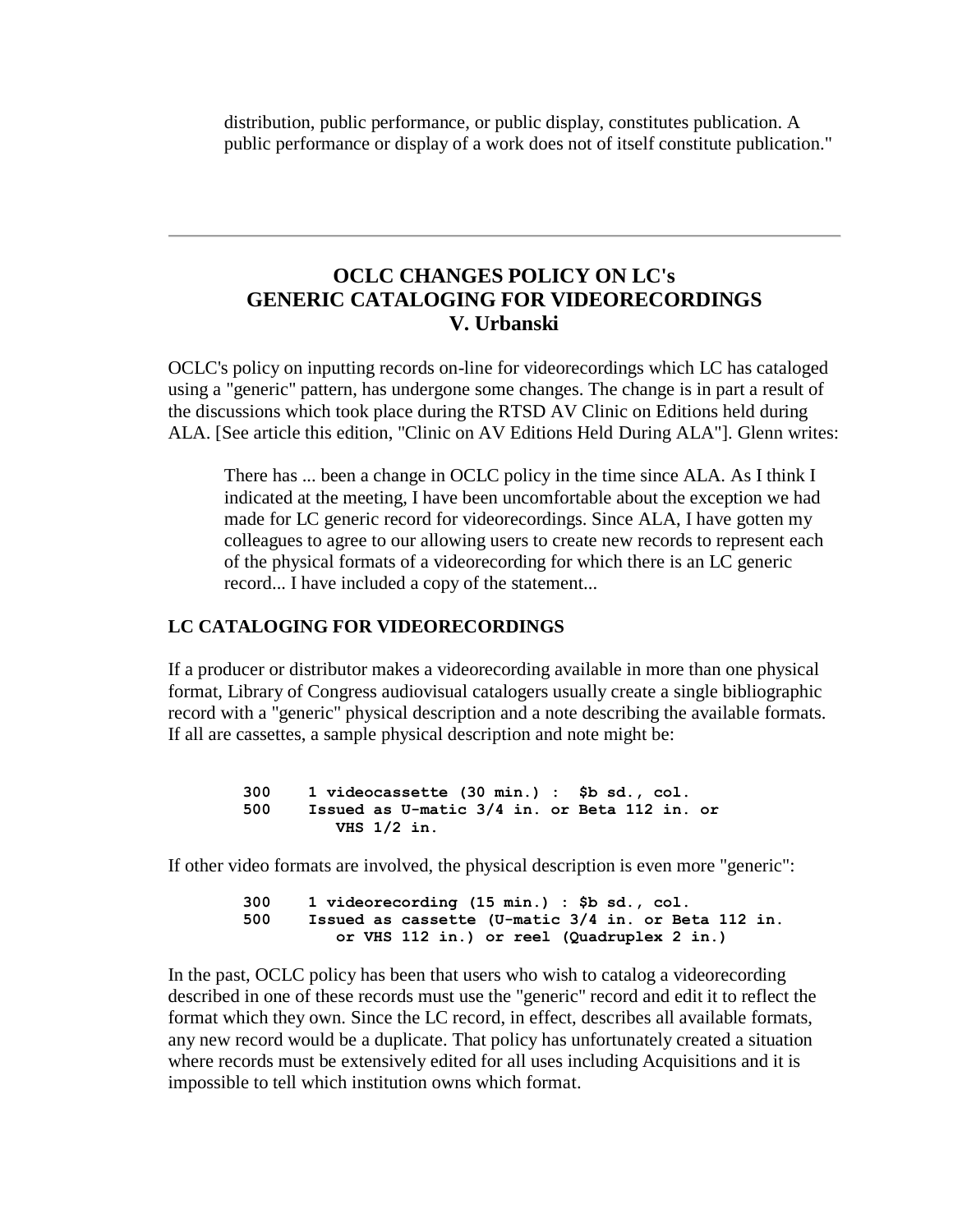> distribution, public performance, or public display, constitutes publication. A public performance or display of a work does not of itself constitute publication."

---

## OCLC CHANGES POLICY ON LC's GENERIC CATALOGING FOR VIDEORECORDINGS
### V. Urbanski

OCLC's policy on inputting records on-line for videorecordings which LC has cataloged using a "generic" pattern, has undergone some changes. The change is in part a result of the discussions which took place during the RTSD AV Clinic on Editions held during ALA. [See article this edition, "Clinic on AV Editions Held During ALA"]. Glenn writes:

> There has ... been a change in OCLC policy in the time since ALA. As I think I indicated at the meeting, I have been uncomfortable about the exception we had made for LC generic record for videorecordings. Since ALA, I have gotten my colleagues to agree to our allowing users to create new records to represent each of the physical formats of a videorecording for which there is an LC generic record... I have included a copy of the statement...

**LC CATALOGING FOR VIDEORECORDINGS**

If a producer or distributor makes a videorecording available in more than one physical format, Library of Congress audiovisual catalogers usually create a single bibliographic record with a "generic" physical description and a note describing the available formats. If all are cassettes, a sample physical description and note might be:

```
300    1 videocassette (30 min.) :  $b sd., col.
500    Issued as U-matic 3/4 in. or Beta 112 in. or
          VHS 1/2 in.
```

If other video formats are involved, the physical description is even more "generic":

```
300    1 videorecording (15 min.) : $b sd., col.
500    Issued as cassette (U-matic 3/4 in. or Beta 112 in.
          or VHS 112 in.) or reel (Quadruplex 2 in.)
```

In the past, OCLC policy has been that users who wish to catalog a videorecording described in one of these records must use the "generic" record and edit it to reflect the format which they own. Since the LC record, in effect, describes all available formats, any new record would be a duplicate. That policy has unfortunately created a situation where records must be extensively edited for all uses including Acquisitions and it is impossible to tell which institution owns which format.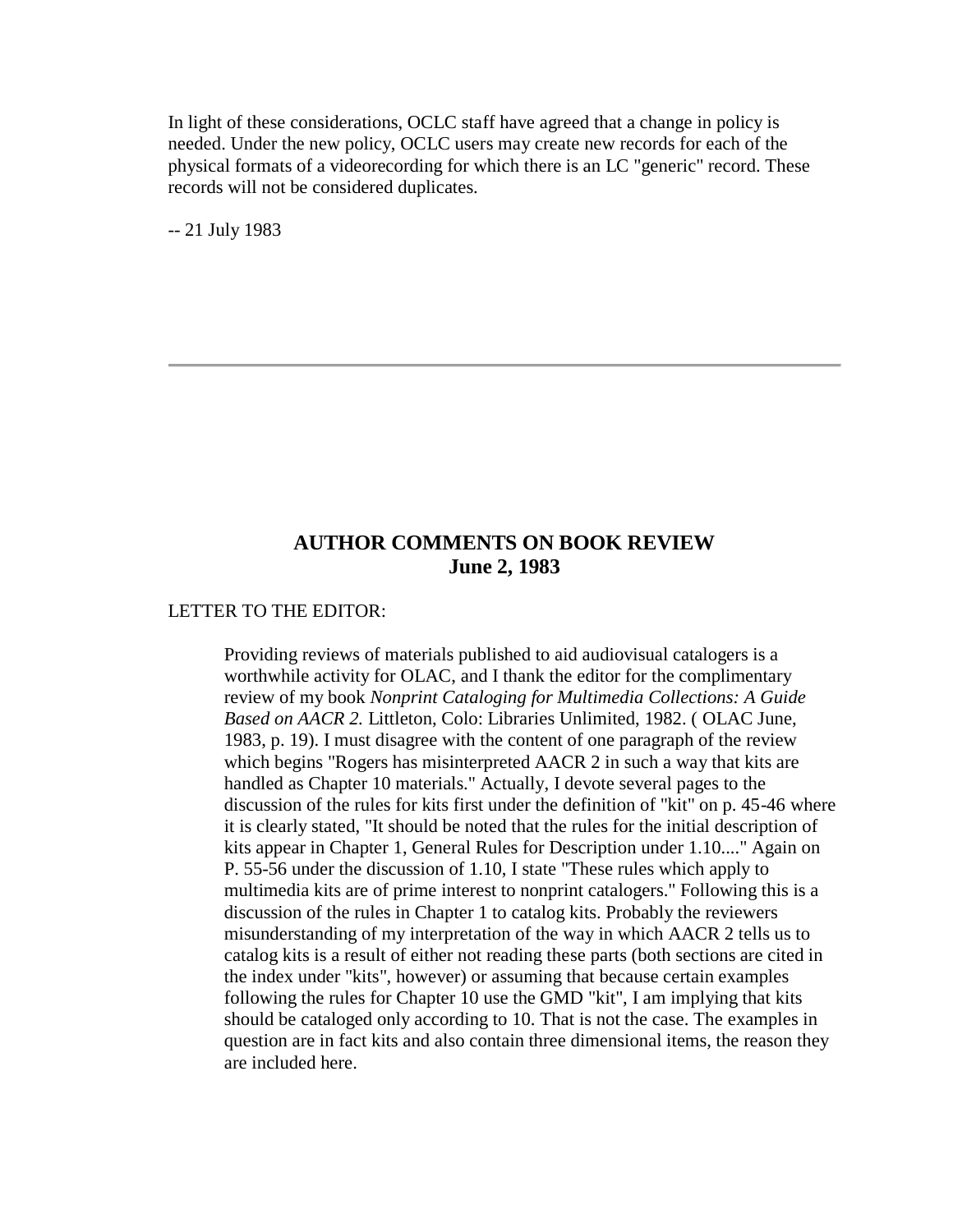In light of these considerations, OCLC staff have agreed that a change in policy is needed. Under the new policy, OCLC users may create new records for each of the physical formats of a videorecording for which there is an LC "generic" record. These records will not be considered duplicates.

-- 21 July 1983

---

## AUTHOR COMMENTS ON BOOK REVIEW
## June 2, 1983

LETTER TO THE EDITOR:

> Providing reviews of materials published to aid audiovisual catalogers is a worthwhile activity for OLAC, and I thank the editor for the complimentary review of my book *Nonprint Cataloging for Multimedia Collections: A Guide Based on AACR 2.* Littleton, Colo: Libraries Unlimited, 1982. ( OLAC June, 1983, p. 19). I must disagree with the content of one paragraph of the review which begins "Rogers has misinterpreted AACR 2 in such a way that kits are handled as Chapter 10 materials." Actually, I devote several pages to the discussion of the rules for kits first under the definition of "kit" on p. 45-46 where it is clearly stated, "It should be noted that the rules for the initial description of kits appear in Chapter 1, General Rules for Description under 1.10...." Again on P. 55-56 under the discussion of 1.10, I state "These rules which apply to multimedia kits are of prime interest to nonprint catalogers." Following this is a discussion of the rules in Chapter 1 to catalog kits. Probably the reviewers misunderstanding of my interpretation of the way in which AACR 2 tells us to catalog kits is a result of either not reading these parts (both sections are cited in the index under "kits", however) or assuming that because certain examples following the rules for Chapter 10 use the GMD "kit", I am implying that kits should be cataloged only according to 10. That is not the case. The examples in question are in fact kits and also contain three dimensional items, the reason they are included here.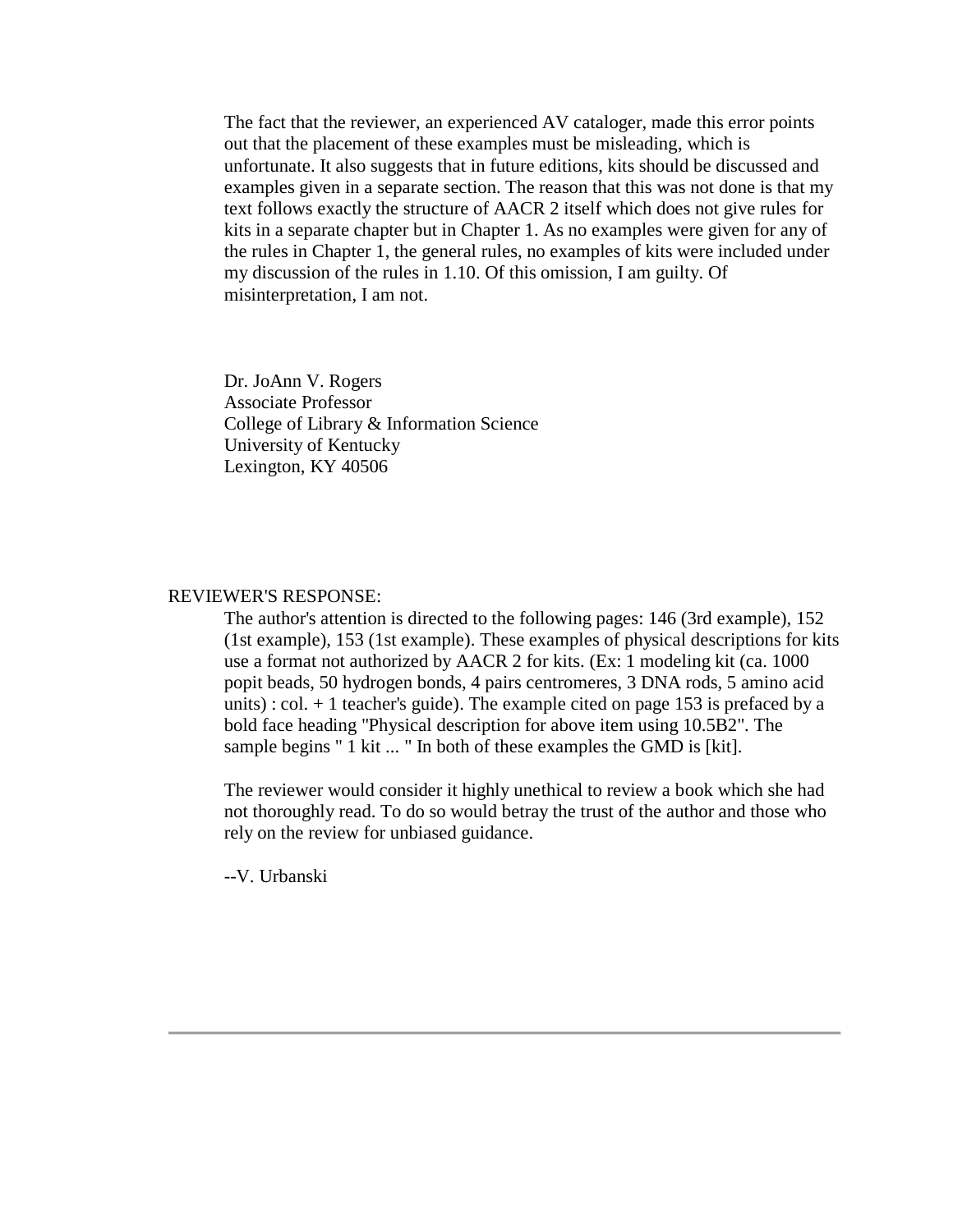The fact that the reviewer, an experienced AV cataloger, made this error points out that the placement of these examples must be misleading, which is unfortunate. It also suggests that in future editions, kits should be discussed and examples given in a separate section. The reason that this was not done is that my text follows exactly the structure of AACR 2 itself which does not give rules for kits in a separate chapter but in Chapter 1. As no examples were given for any of the rules in Chapter 1, the general rules, no examples of kits were included under my discussion of the rules in 1.10. Of this omission, I am guilty. Of misinterpretation, I am not.

Dr. JoAnn V. Rogers
Associate Professor
College of Library & Information Science
University of Kentucky
Lexington, KY 40506

REVIEWER'S RESPONSE:

The author's attention is directed to the following pages: 146 (3rd example), 152 (1st example), 153 (1st example). These examples of physical descriptions for kits use a format not authorized by AACR 2 for kits. (Ex: 1 modeling kit (ca. 1000 popit beads, 50 hydrogen bonds, 4 pairs centromeres, 3 DNA rods, 5 amino acid units) : col. + 1 teacher's guide). The example cited on page 153 is prefaced by a bold face heading "Physical description for above item using 10.5B2". The sample begins " 1 kit ... " In both of these examples the GMD is [kit].

The reviewer would consider it highly unethical to review a book which she had not thoroughly read. To do so would betray the trust of the author and those who rely on the review for unbiased guidance.

--V. Urbanski

---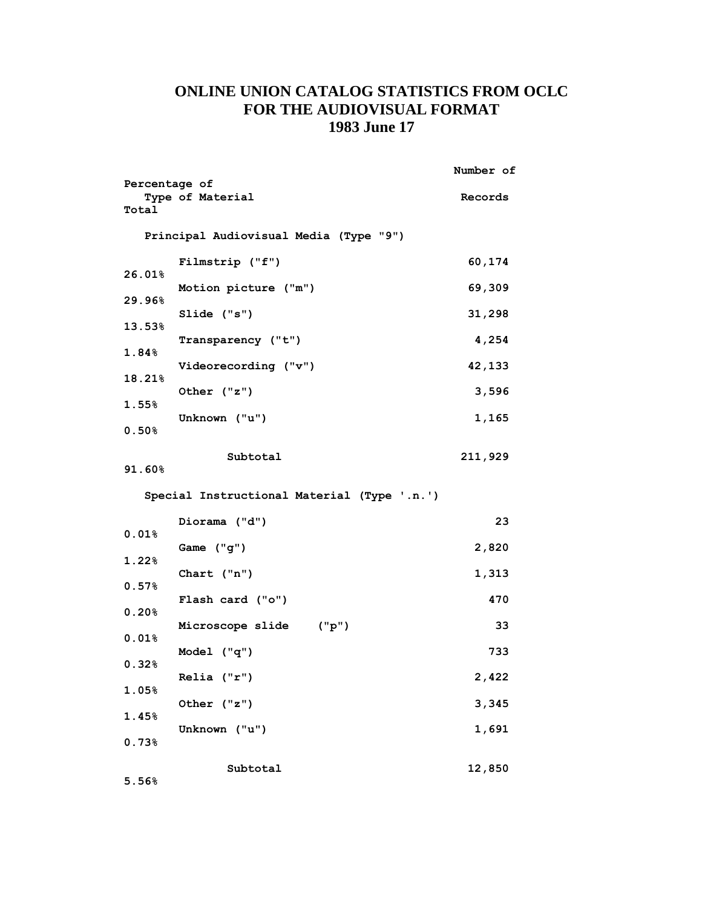# ONLINE UNION CATALOG STATISTICS FROM OCLC FOR THE AUDIOVISUAL FORMAT 1983 June 17

| Type of Material | Number of Records | Percentage of Total |
|---|---|---|
| **Principal Audiovisual Media (Type "9")** | | |
| Filmstrip ("f") | 60,174 | 26.01% |
| Motion picture ("m") | 69,309 | 29.96% |
| Slide ("s") | 31,298 | 13.53% |
| Transparency ("t") | 4,254 | 1.84% |
| Videorecording ("v") | 42,133 | 18.21% |
| Other ("z") | 3,596 | 1.55% |
| Unknown ("u") | 1,165 | 0.50% |
| Subtotal | 211,929 | 91.60% |
| **Special Instructional Material (Type '.n.')** | | |
| Diorama ("d") | 23 | 0.01% |
| Game ("g") | 2,820 | 1.22% |
| Chart ("n") | 1,313 | 0.57% |
| Flash card ("o") | 470 | 0.20% |
| Microscope slide ("p") | 33 | 0.01% |
| Model ("q") | 733 | 0.32% |
| Relia ("r") | 2,422 | 1.05% |
| Other ("z") | 3,345 | 1.45% |
| Unknown ("u") | 1,691 | 0.73% |
| Subtotal | 12,850 | 5.56% |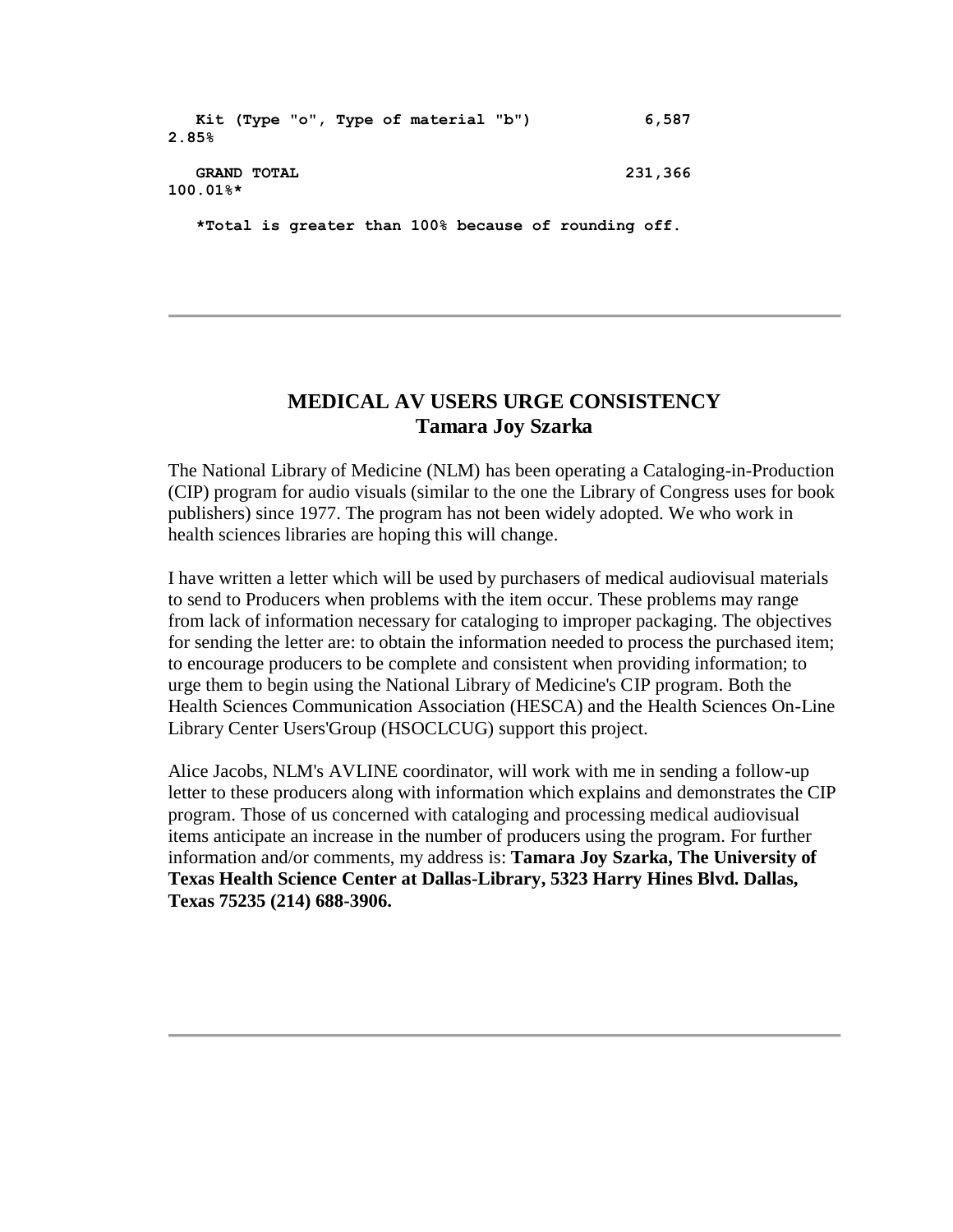| | | |
|---|---|---|
| **Kit (Type "o", Type of material "b")** | **6,587** | **2.85%** |
| **GRAND TOTAL** | **231,366** | **100.01%*** |

**\*Total is greater than 100% because of rounding off.**

---

## MEDICAL AV USERS URGE CONSISTENCY
### Tamara Joy Szarka

The National Library of Medicine (NLM) has been operating a Cataloging-in-Production (CIP) program for audio visuals (similar to the one the Library of Congress uses for book publishers) since 1977. The program has not been widely adopted. We who work in health sciences libraries are hoping this will change.

I have written a letter which will be used by purchasers of medical audiovisual materials to send to Producers when problems with the item occur. These problems may range from lack of information necessary for cataloging to improper packaging. The objectives for sending the letter are: to obtain the information needed to process the purchased item; to encourage producers to be complete and consistent when providing information; to urge them to begin using the National Library of Medicine's CIP program. Both the Health Sciences Communication Association (HESCA) and the Health Sciences On-Line Library Center Users'Group (HSOCLCUG) support this project.

Alice Jacobs, NLM's AVLINE coordinator, will work with me in sending a follow-up letter to these producers along with information which explains and demonstrates the CIP program. Those of us concerned with cataloging and processing medical audiovisual items anticipate an increase in the number of producers using the program. For further information and/or comments, my address is: **Tamara Joy Szarka, The University of Texas Health Science Center at Dallas-Library, 5323 Harry Hines Blvd. Dallas, Texas 75235 (214) 688-3906.**

---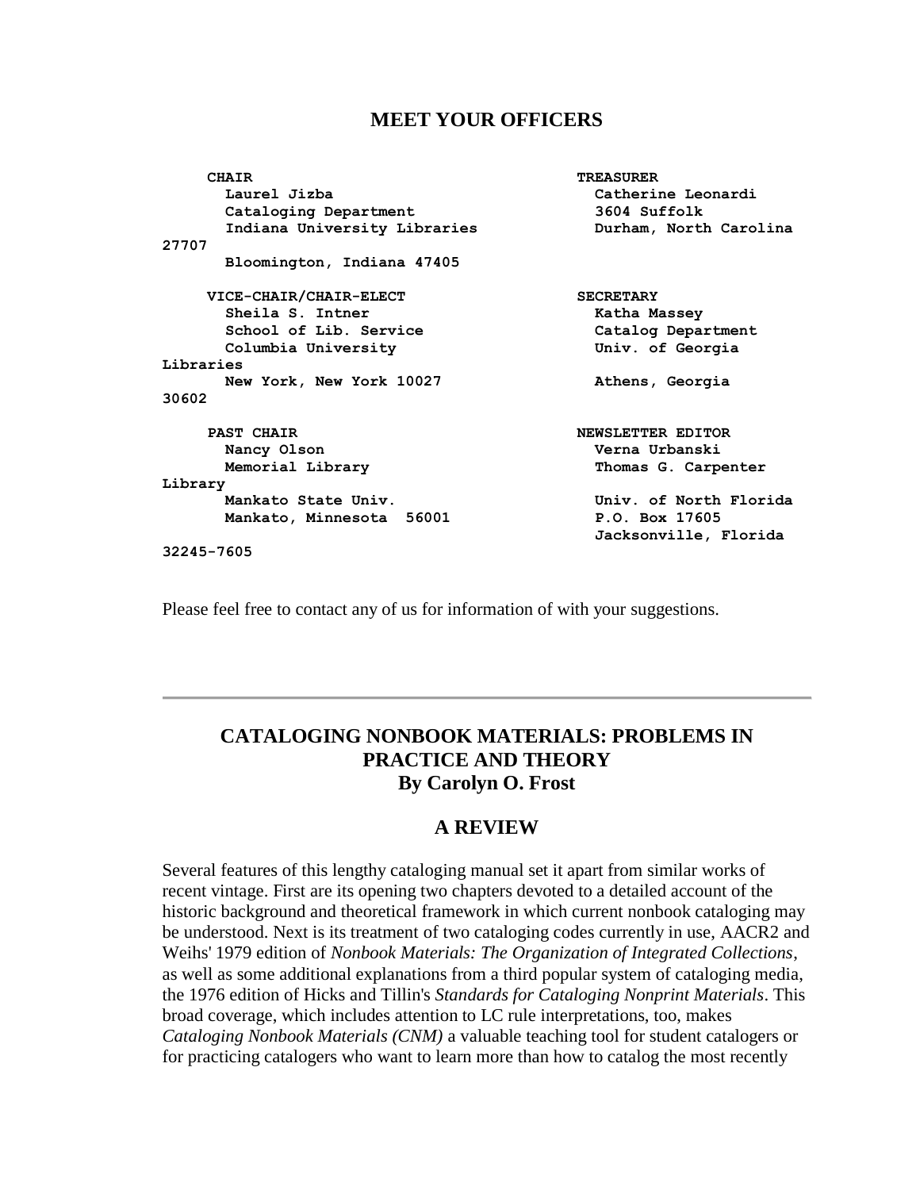## MEET YOUR OFFICERS

**CHAIR**
**Laurel Jizba**
**Cataloging Department**
**Indiana University Libraries**
**Bloomington, Indiana 47405**

**VICE-CHAIR/CHAIR-ELECT**
**Sheila S. Intner**
**School of Lib. Service**
**Columbia University Libraries**
**New York, New York 10027**

**PAST CHAIR**
**Nancy Olson**
**Memorial Library**
**Mankato State Univ.**
**Mankato, Minnesota 56001**

**TREASURER**
**Catherine Leonardi**
**3604 Suffolk**
**Durham, North Carolina 27707**

**SECRETARY**
**Katha Massey**
**Catalog Department**
**Univ. of Georgia**
**Athens, Georgia 30602**

**NEWSLETTER EDITOR**
**Verna Urbanski**
**Thomas G. Carpenter Library**
**Univ. of North Florida**
**P.O. Box 17605**
**Jacksonville, Florida 32245-7605**

Please feel free to contact any of us for information of with your suggestions.

---

## CATALOGING NONBOOK MATERIALS: PROBLEMS IN PRACTICE AND THEORY
## By Carolyn O. Frost

## A REVIEW

Several features of this lengthy cataloging manual set it apart from similar works of recent vintage. First are its opening two chapters devoted to a detailed account of the historic background and theoretical framework in which current nonbook cataloging may be understood. Next is its treatment of two cataloging codes currently in use, AACR2 and Weihs' 1979 edition of *Nonbook Materials: The Organization of Integrated Collections*, as well as some additional explanations from a third popular system of cataloging media, the 1976 edition of Hicks and Tillin's *Standards for Cataloging Nonprint Materials*. This broad coverage, which includes attention to LC rule interpretations, too, makes *Cataloging Nonbook Materials (CNM)* a valuable teaching tool for student catalogers or for practicing catalogers who want to learn more than how to catalog the most recently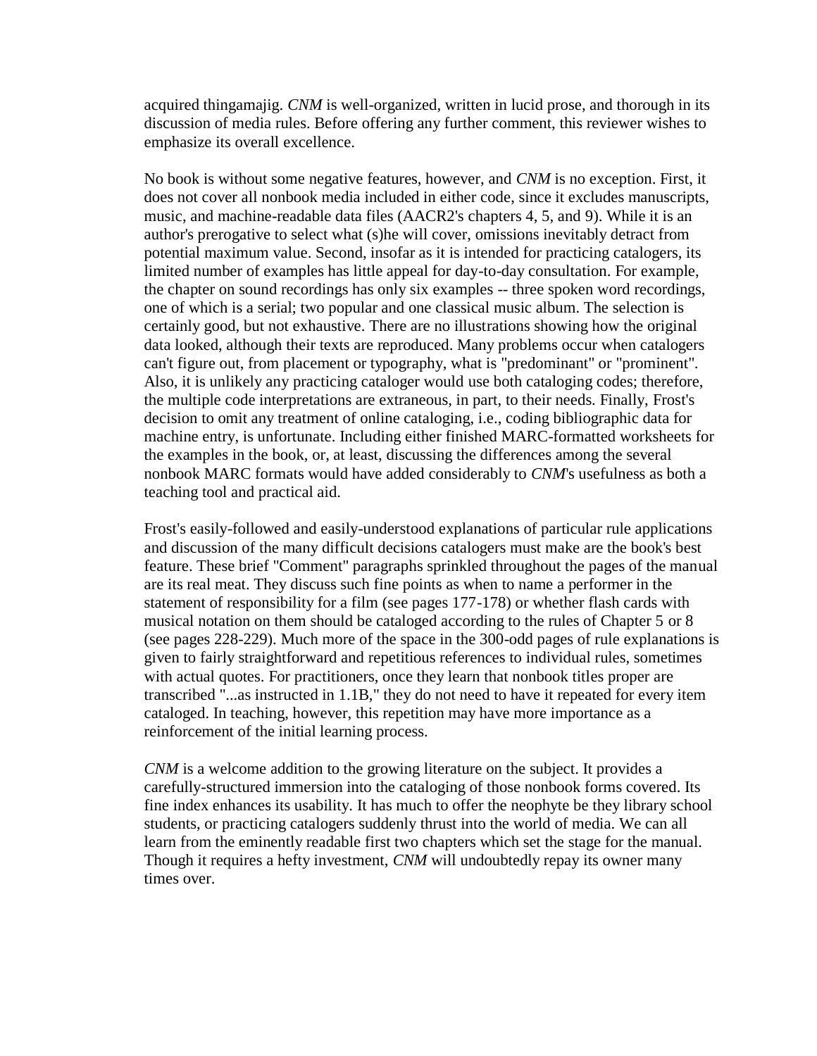acquired thingamajig. *CNM* is well-organized, written in lucid prose, and thorough in its discussion of media rules. Before offering any further comment, this reviewer wishes to emphasize its overall excellence.

No book is without some negative features, however, and *CNM* is no exception. First, it does not cover all nonbook media included in either code, since it excludes manuscripts, music, and machine-readable data files (AACR2's chapters 4, 5, and 9). While it is an author's prerogative to select what (s)he will cover, omissions inevitably detract from potential maximum value. Second, insofar as it is intended for practicing catalogers, its limited number of examples has little appeal for day-to-day consultation. For example, the chapter on sound recordings has only six examples -- three spoken word recordings, one of which is a serial; two popular and one classical music album. The selection is certainly good, but not exhaustive. There are no illustrations showing how the original data looked, although their texts are reproduced. Many problems occur when catalogers can't figure out, from placement or typography, what is "predominant" or "prominent". Also, it is unlikely any practicing cataloger would use both cataloging codes; therefore, the multiple code interpretations are extraneous, in part, to their needs. Finally, Frost's decision to omit any treatment of online cataloging, i.e., coding bibliographic data for machine entry, is unfortunate. Including either finished MARC-formatted worksheets for the examples in the book, or, at least, discussing the differences among the several nonbook MARC formats would have added considerably to *CNM*'s usefulness as both a teaching tool and practical aid.

Frost's easily-followed and easily-understood explanations of particular rule applications and discussion of the many difficult decisions catalogers must make are the book's best feature. These brief "Comment" paragraphs sprinkled throughout the pages of the manual are its real meat. They discuss such fine points as when to name a performer in the statement of responsibility for a film (see pages 177-178) or whether flash cards with musical notation on them should be cataloged according to the rules of Chapter 5 or 8 (see pages 228-229). Much more of the space in the 300-odd pages of rule explanations is given to fairly straightforward and repetitious references to individual rules, sometimes with actual quotes. For practitioners, once they learn that nonbook titles proper are transcribed "...as instructed in 1.1B," they do not need to have it repeated for every item cataloged. In teaching, however, this repetition may have more importance as a reinforcement of the initial learning process.

*CNM* is a welcome addition to the growing literature on the subject. It provides a carefully-structured immersion into the cataloging of those nonbook forms covered. Its fine index enhances its usability. It has much to offer the neophyte be they library school students, or practicing catalogers suddenly thrust into the world of media. We can all learn from the eminently readable first two chapters which set the stage for the manual. Though it requires a hefty investment, *CNM* will undoubtedly repay its owner many times over.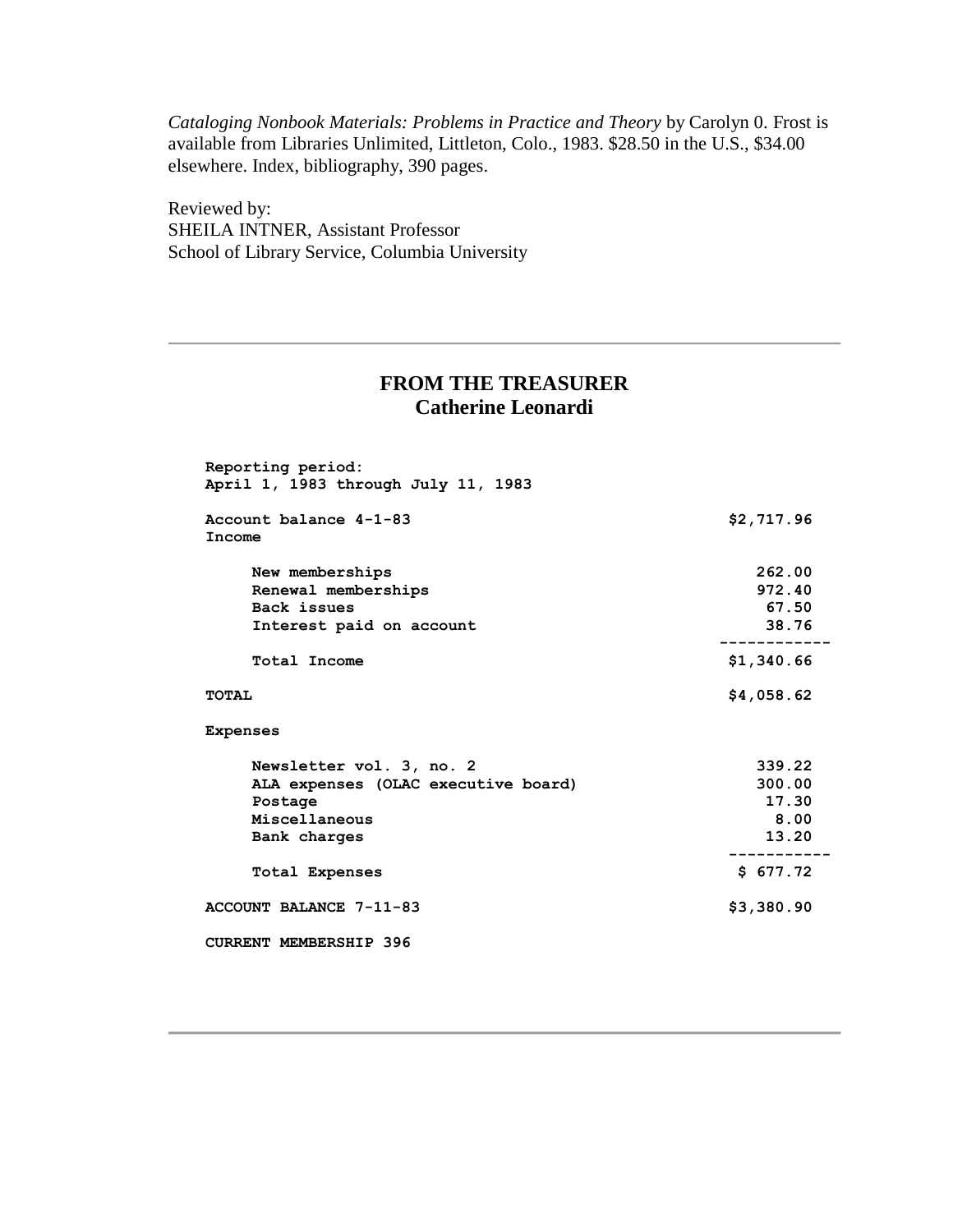*Cataloging Nonbook Materials: Problems in Practice and Theory* by Carolyn 0. Frost is available from Libraries Unlimited, Littleton, Colo., 1983. $28.50 in the U.S., $34.00 elsewhere. Index, bibliography, 390 pages.

Reviewed by:
SHEILA INTNER, Assistant Professor
School of Library Service, Columbia University

---

## FROM THE TREASURER
## Catherine Leonardi

**Reporting period:**
**April 1, 1983 through July 11, 1983**

| | |
|---|---|
| **Account balance 4-1-83** | **$2,717.96** |
| **Income** | |
| New memberships | 262.00 |
| Renewal memberships | 972.40 |
| Back issues | 67.50 |
| Interest paid on account | 38.76 |
| Total Income | $1,340.66 |
| **TOTAL** | **$4,058.62** |
| **Expenses** | |
| Newsletter vol. 3, no. 2 | 339.22 |
| ALA expenses (OLAC executive board) | 300.00 |
| Postage | 17.30 |
| Miscellaneous | 8.00 |
| Bank charges | 13.20 |
| Total Expenses | $ 677.72 |
| **ACCOUNT BALANCE 7-11-83** | **$3,380.90** |

**CURRENT MEMBERSHIP 396**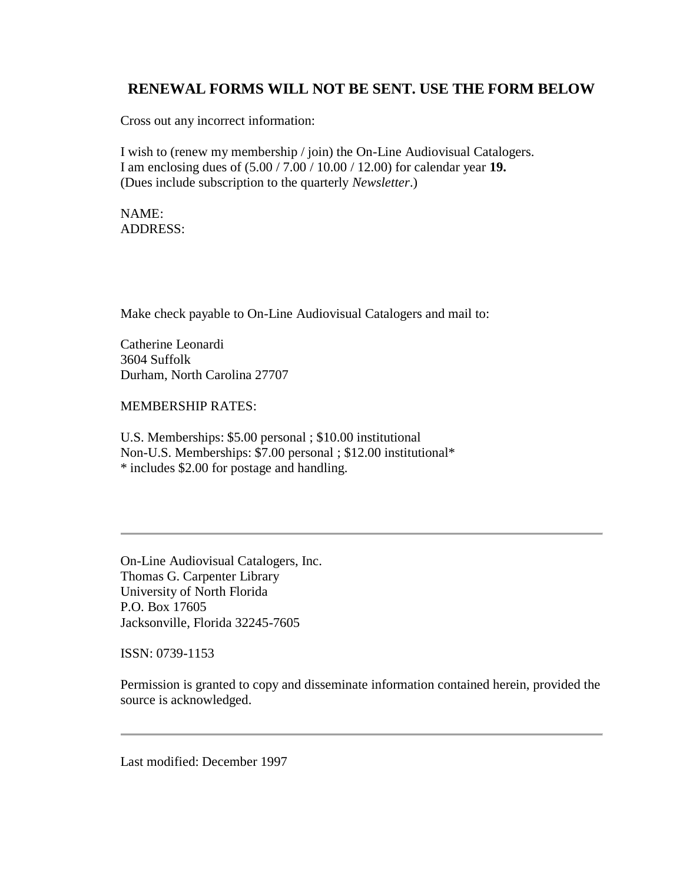## RENEWAL FORMS WILL NOT BE SENT. USE THE FORM BELOW

Cross out any incorrect information:

I wish to (renew my membership / join) the On-Line Audiovisual Catalogers.
I am enclosing dues of (5.00 / 7.00 / 10.00 / 12.00) for calendar year **19.**
(Dues include subscription to the quarterly *Newsletter*.)

NAME:
ADDRESS:

Make check payable to On-Line Audiovisual Catalogers and mail to:

Catherine Leonardi
3604 Suffolk
Durham, North Carolina 27707

MEMBERSHIP RATES:

U.S. Memberships: $5.00 personal ; $10.00 institutional
Non-U.S. Memberships: $7.00 personal ; $12.00 institutional*
* includes $2.00 for postage and handling.

---

On-Line Audiovisual Catalogers, Inc.
Thomas G. Carpenter Library
University of North Florida
P.O. Box 17605
Jacksonville, Florida 32245-7605

ISSN: 0739-1153

Permission is granted to copy and disseminate information contained herein, provided the source is acknowledged.

---

Last modified: December 1997